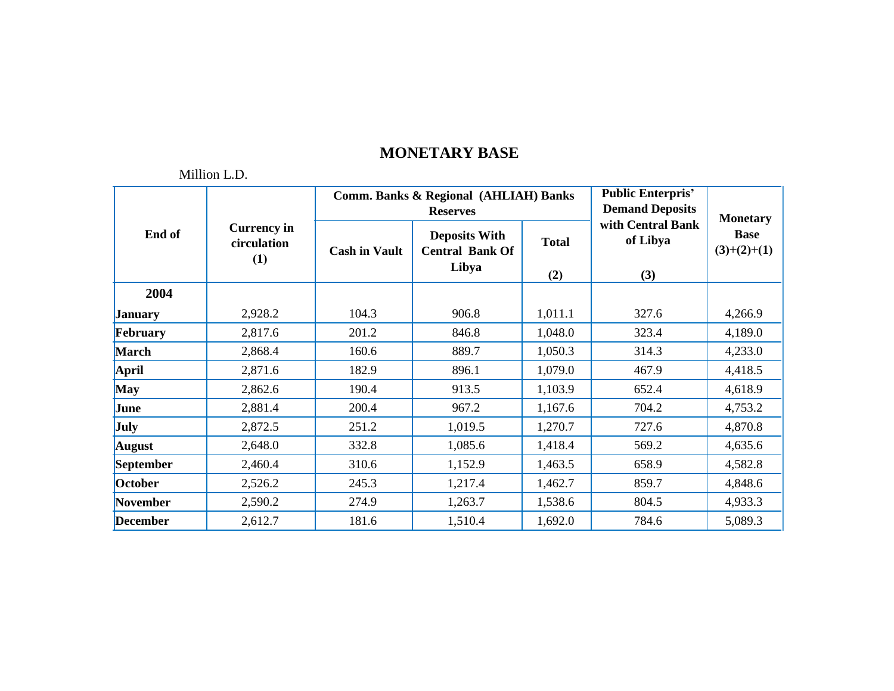## MONETARY BASE

Million L.D.

| End of | Currency in circulation (1) | Comm. Banks & Regional (AHLIAH) Banks Reserves | | | Public Enterpris' Demand Deposits with Central Bank of Libya (3) | Monetary Base (3)+(2)+(1) |
|---|---|---|---|---|---|---|
| | | Cash in Vault | Deposits With Central Bank Of Libya | Total (2) | | |
| **2004** | | | | | | |
| **January** | 2,928.2 | 104.3 | 906.8 | 1,011.1 | 327.6 | 4,266.9 |
| **February** | 2,817.6 | 201.2 | 846.8 | 1,048.0 | 323.4 | 4,189.0 |
| **March** | 2,868.4 | 160.6 | 889.7 | 1,050.3 | 314.3 | 4,233.0 |
| **April** | 2,871.6 | 182.9 | 896.1 | 1,079.0 | 467.9 | 4,418.5 |
| **May** | 2,862.6 | 190.4 | 913.5 | 1,103.9 | 652.4 | 4,618.9 |
| **June** | 2,881.4 | 200.4 | 967.2 | 1,167.6 | 704.2 | 4,753.2 |
| **July** | 2,872.5 | 251.2 | 1,019.5 | 1,270.7 | 727.6 | 4,870.8 |
| **August** | 2,648.0 | 332.8 | 1,085.6 | 1,418.4 | 569.2 | 4,635.6 |
| **September** | 2,460.4 | 310.6 | 1,152.9 | 1,463.5 | 658.9 | 4,582.8 |
| **October** | 2,526.2 | 245.3 | 1,217.4 | 1,462.7 | 859.7 | 4,848.6 |
| **November** | 2,590.2 | 274.9 | 1,263.7 | 1,538.6 | 804.5 | 4,933.3 |
| **December** | 2,612.7 | 181.6 | 1,510.4 | 1,692.0 | 784.6 | 5,089.3 |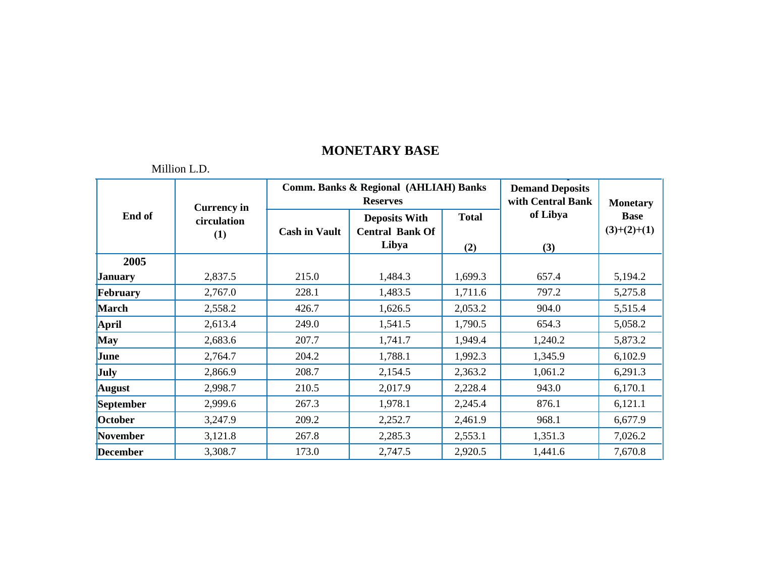# MONETARY BASE

Million L.D.

| End of | Currency in circulation (1) | Comm. Banks & Regional (AHLIAH) Banks Reserves | | | Demand Deposits with Central Bank of Libya (3) | Monetary Base (3)+(2)+(1) |
|---|---|---|---|---|---|---|
| | | Cash in Vault | Deposits With Central Bank Of Libya | Total (2) | | |
| **2005** | | | | | | |
| **January** | 2,837.5 | 215.0 | 1,484.3 | 1,699.3 | 657.4 | 5,194.2 |
| **February** | 2,767.0 | 228.1 | 1,483.5 | 1,711.6 | 797.2 | 5,275.8 |
| **March** | 2,558.2 | 426.7 | 1,626.5 | 2,053.2 | 904.0 | 5,515.4 |
| **April** | 2,613.4 | 249.0 | 1,541.5 | 1,790.5 | 654.3 | 5,058.2 |
| **May** | 2,683.6 | 207.7 | 1,741.7 | 1,949.4 | 1,240.2 | 5,873.2 |
| **June** | 2,764.7 | 204.2 | 1,788.1 | 1,992.3 | 1,345.9 | 6,102.9 |
| **July** | 2,866.9 | 208.7 | 2,154.5 | 2,363.2 | 1,061.2 | 6,291.3 |
| **August** | 2,998.7 | 210.5 | 2,017.9 | 2,228.4 | 943.0 | 6,170.1 |
| **September** | 2,999.6 | 267.3 | 1,978.1 | 2,245.4 | 876.1 | 6,121.1 |
| **October** | 3,247.9 | 209.2 | 2,252.7 | 2,461.9 | 968.1 | 6,677.9 |
| **November** | 3,121.8 | 267.8 | 2,285.3 | 2,553.1 | 1,351.3 | 7,026.2 |
| **December** | 3,308.7 | 173.0 | 2,747.5 | 2,920.5 | 1,441.6 | 7,670.8 |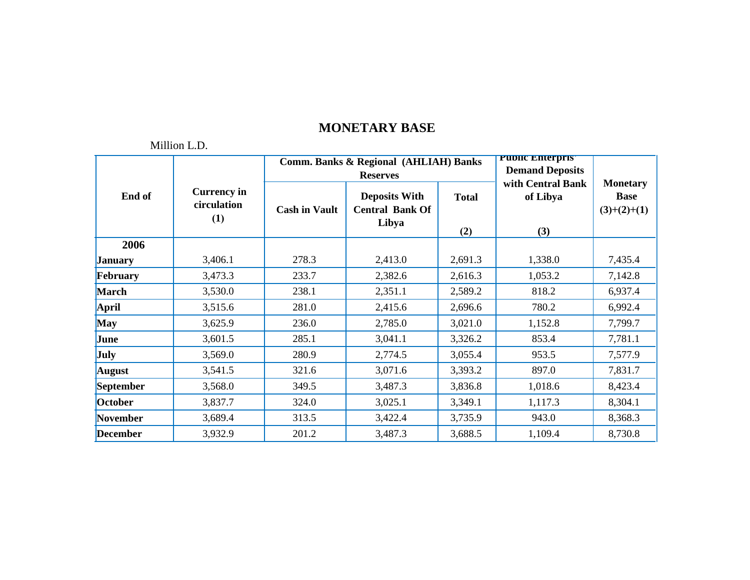# MONETARY BASE

Million L.D.

| End of | Currency in circulation (1) | Comm. Banks & Regional (AHLIAH) Banks Reserves | | | Public Enterpris' Demand Deposits with Central Bank of Libya (3) | Monetary Base (3)+(2)+(1) |
|---|---|---|---|---|---|---|
| | | Cash in Vault | Deposits With Central Bank Of Libya | Total (2) | | |
| **2006** | | | | | | |
| **January** | 3,406.1 | 278.3 | 2,413.0 | 2,691.3 | 1,338.0 | 7,435.4 |
| **February** | 3,473.3 | 233.7 | 2,382.6 | 2,616.3 | 1,053.2 | 7,142.8 |
| **March** | 3,530.0 | 238.1 | 2,351.1 | 2,589.2 | 818.2 | 6,937.4 |
| **April** | 3,515.6 | 281.0 | 2,415.6 | 2,696.6 | 780.2 | 6,992.4 |
| **May** | 3,625.9 | 236.0 | 2,785.0 | 3,021.0 | 1,152.8 | 7,799.7 |
| **June** | 3,601.5 | 285.1 | 3,041.1 | 3,326.2 | 853.4 | 7,781.1 |
| **July** | 3,569.0 | 280.9 | 2,774.5 | 3,055.4 | 953.5 | 7,577.9 |
| **August** | 3,541.5 | 321.6 | 3,071.6 | 3,393.2 | 897.0 | 7,831.7 |
| **September** | 3,568.0 | 349.5 | 3,487.3 | 3,836.8 | 1,018.6 | 8,423.4 |
| **October** | 3,837.7 | 324.0 | 3,025.1 | 3,349.1 | 1,117.3 | 8,304.1 |
| **November** | 3,689.4 | 313.5 | 3,422.4 | 3,735.9 | 943.0 | 8,368.3 |
| **December** | 3,932.9 | 201.2 | 3,487.3 | 3,688.5 | 1,109.4 | 8,730.8 |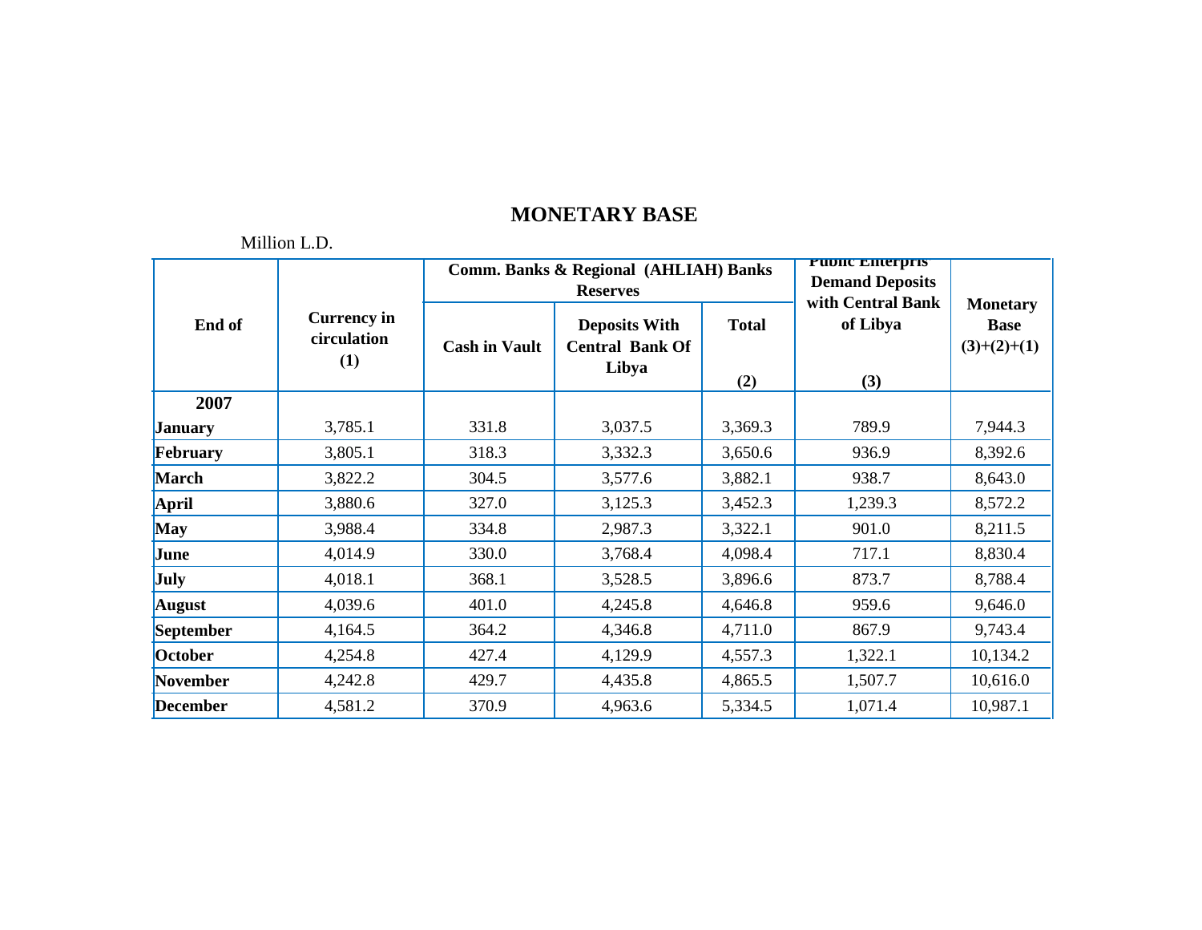## MONETARY BASE

Million L.D.

| End of | Currency in circulation (1) | Comm. Banks & Regional (AHLIAH) Banks Reserves | | | Public Enterpris Demand Deposits with Central Bank of Libya (3) | Monetary Base (3)+(2)+(1) |
|---|---|---|---|---|---|---|
| | | Cash in Vault | Deposits With Central Bank Of Libya | Total (2) | | |
| **2007** | | | | | | |
| **January** | 3,785.1 | 331.8 | 3,037.5 | 3,369.3 | 789.9 | 7,944.3 |
| **February** | 3,805.1 | 318.3 | 3,332.3 | 3,650.6 | 936.9 | 8,392.6 |
| **March** | 3,822.2 | 304.5 | 3,577.6 | 3,882.1 | 938.7 | 8,643.0 |
| **April** | 3,880.6 | 327.0 | 3,125.3 | 3,452.3 | 1,239.3 | 8,572.2 |
| **May** | 3,988.4 | 334.8 | 2,987.3 | 3,322.1 | 901.0 | 8,211.5 |
| **June** | 4,014.9 | 330.0 | 3,768.4 | 4,098.4 | 717.1 | 8,830.4 |
| **July** | 4,018.1 | 368.1 | 3,528.5 | 3,896.6 | 873.7 | 8,788.4 |
| **August** | 4,039.6 | 401.0 | 4,245.8 | 4,646.8 | 959.6 | 9,646.0 |
| **September** | 4,164.5 | 364.2 | 4,346.8 | 4,711.0 | 867.9 | 9,743.4 |
| **October** | 4,254.8 | 427.4 | 4,129.9 | 4,557.3 | 1,322.1 | 10,134.2 |
| **November** | 4,242.8 | 429.7 | 4,435.8 | 4,865.5 | 1,507.7 | 10,616.0 |
| **December** | 4,581.2 | 370.9 | 4,963.6 | 5,334.5 | 1,071.4 | 10,987.1 |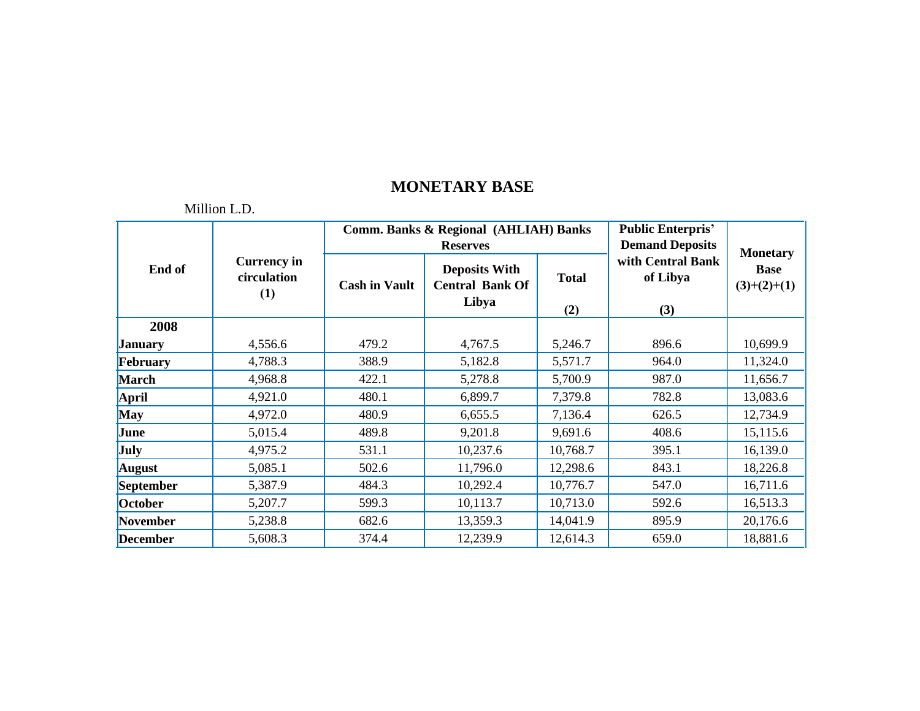## MONETARY BASE

Million L.D.

| End of | Currency in circulation (1) | Comm. Banks & Regional (AHLIAH) Banks Reserves | | | Public Enterpris' Demand Deposits with Central Bank of Libya (3) | Monetary Base (3)+(2)+(1) |
|---|---|---|---|---|---|---|
| | | Cash in Vault | Deposits With Central Bank Of Libya | Total (2) | | |
| **2008** | | | | | | |
| **January** | 4,556.6 | 479.2 | 4,767.5 | 5,246.7 | 896.6 | 10,699.9 |
| **February** | 4,788.3 | 388.9 | 5,182.8 | 5,571.7 | 964.0 | 11,324.0 |
| **March** | 4,968.8 | 422.1 | 5,278.8 | 5,700.9 | 987.0 | 11,656.7 |
| **April** | 4,921.0 | 480.1 | 6,899.7 | 7,379.8 | 782.8 | 13,083.6 |
| **May** | 4,972.0 | 480.9 | 6,655.5 | 7,136.4 | 626.5 | 12,734.9 |
| **June** | 5,015.4 | 489.8 | 9,201.8 | 9,691.6 | 408.6 | 15,115.6 |
| **July** | 4,975.2 | 531.1 | 10,237.6 | 10,768.7 | 395.1 | 16,139.0 |
| **August** | 5,085.1 | 502.6 | 11,796.0 | 12,298.6 | 843.1 | 18,226.8 |
| **September** | 5,387.9 | 484.3 | 10,292.4 | 10,776.7 | 547.0 | 16,711.6 |
| **October** | 5,207.7 | 599.3 | 10,113.7 | 10,713.0 | 592.6 | 16,513.3 |
| **November** | 5,238.8 | 682.6 | 13,359.3 | 14,041.9 | 895.9 | 20,176.6 |
| **December** | 5,608.3 | 374.4 | 12,239.9 | 12,614.3 | 659.0 | 18,881.6 |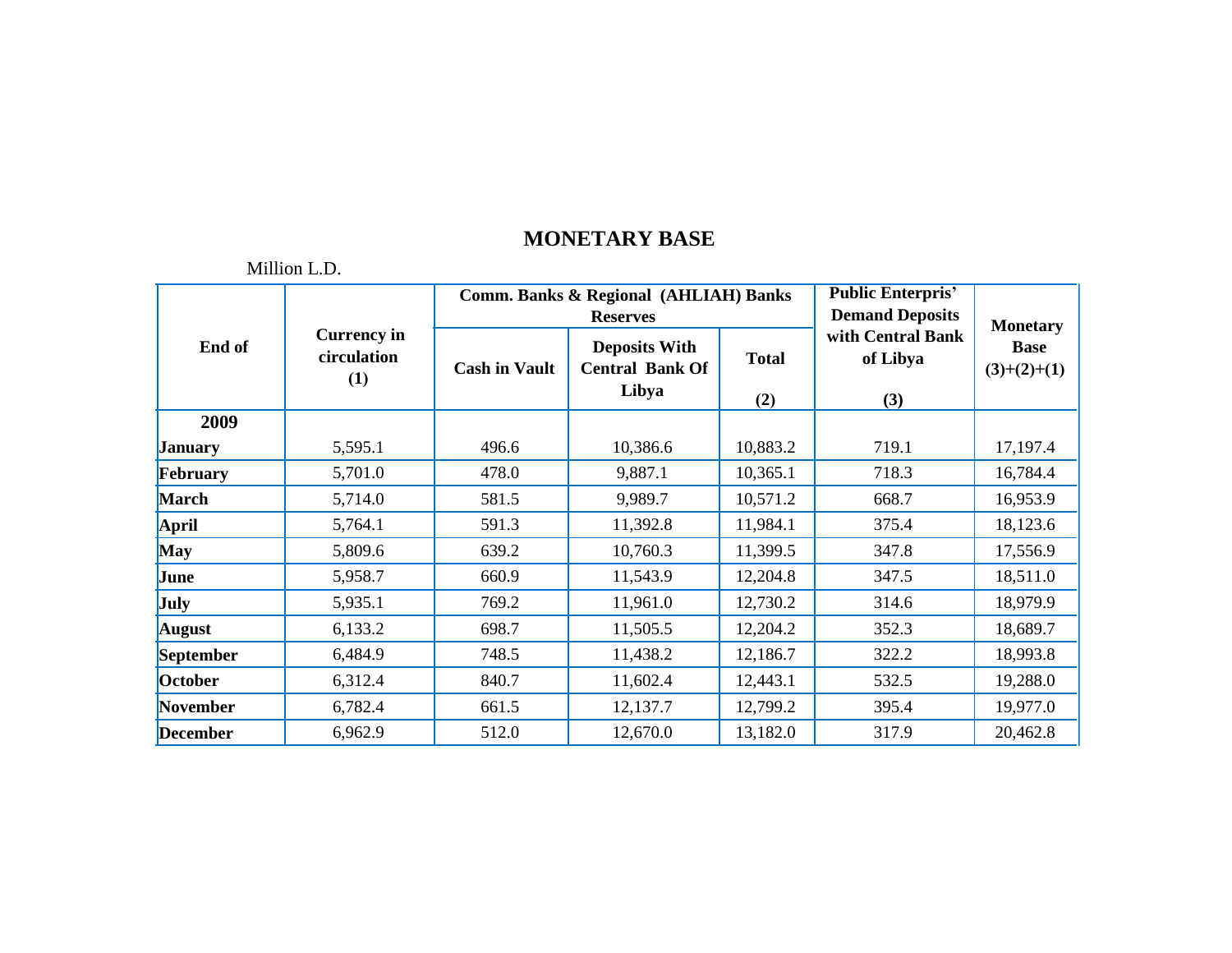# MONETARY BASE

Million L.D.

| End of | Currency in circulation (1) | Comm. Banks & Regional (AHLIAH) Banks Reserves | | | Public Enterpris' Demand Deposits with Central Bank of Libya (3) | Monetary Base (3)+(2)+(1) |
|---|---|---|---|---|---|---|
| | | Cash in Vault | Deposits With Central Bank Of Libya | Total (2) | | |
| **2009** | | | | | | |
| **January** | 5,595.1 | 496.6 | 10,386.6 | 10,883.2 | 719.1 | 17,197.4 |
| **February** | 5,701.0 | 478.0 | 9,887.1 | 10,365.1 | 718.3 | 16,784.4 |
| **March** | 5,714.0 | 581.5 | 9,989.7 | 10,571.2 | 668.7 | 16,953.9 |
| **April** | 5,764.1 | 591.3 | 11,392.8 | 11,984.1 | 375.4 | 18,123.6 |
| **May** | 5,809.6 | 639.2 | 10,760.3 | 11,399.5 | 347.8 | 17,556.9 |
| **June** | 5,958.7 | 660.9 | 11,543.9 | 12,204.8 | 347.5 | 18,511.0 |
| **July** | 5,935.1 | 769.2 | 11,961.0 | 12,730.2 | 314.6 | 18,979.9 |
| **August** | 6,133.2 | 698.7 | 11,505.5 | 12,204.2 | 352.3 | 18,689.7 |
| **September** | 6,484.9 | 748.5 | 11,438.2 | 12,186.7 | 322.2 | 18,993.8 |
| **October** | 6,312.4 | 840.7 | 11,602.4 | 12,443.1 | 532.5 | 19,288.0 |
| **November** | 6,782.4 | 661.5 | 12,137.7 | 12,799.2 | 395.4 | 19,977.0 |
| **December** | 6,962.9 | 512.0 | 12,670.0 | 13,182.0 | 317.9 | 20,462.8 |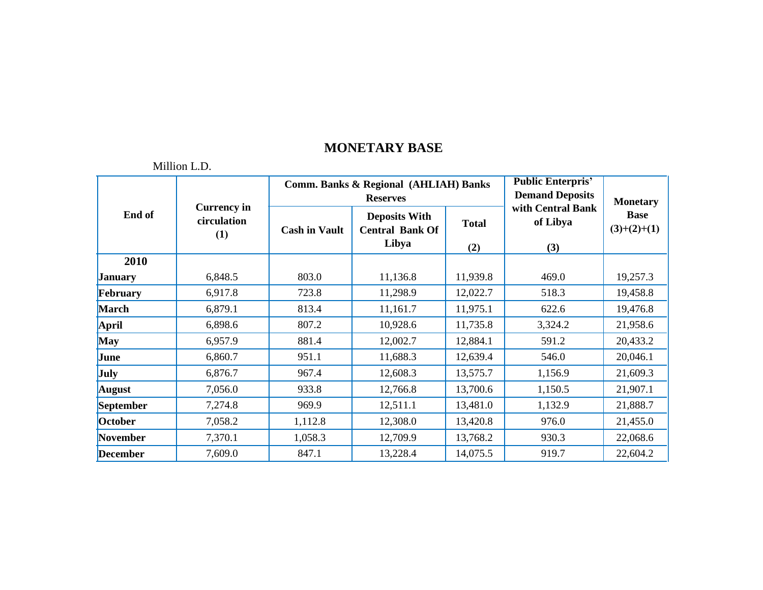## MONETARY BASE

Million L.D.

| End of | Currency in circulation (1) | Comm. Banks & Regional (AHLIAH) Banks Reserves | | | Public Enterpris' Demand Deposits with Central Bank of Libya (3) | Monetary Base (3)+(2)+(1) |
|---|---|---|---|---|---|---|
| | | Cash in Vault | Deposits With Central Bank Of Libya | Total (2) | | |
| **2010** | | | | | | |
| **January** | 6,848.5 | 803.0 | 11,136.8 | 11,939.8 | 469.0 | 19,257.3 |
| **February** | 6,917.8 | 723.8 | 11,298.9 | 12,022.7 | 518.3 | 19,458.8 |
| **March** | 6,879.1 | 813.4 | 11,161.7 | 11,975.1 | 622.6 | 19,476.8 |
| **April** | 6,898.6 | 807.2 | 10,928.6 | 11,735.8 | 3,324.2 | 21,958.6 |
| **May** | 6,957.9 | 881.4 | 12,002.7 | 12,884.1 | 591.2 | 20,433.2 |
| **June** | 6,860.7 | 951.1 | 11,688.3 | 12,639.4 | 546.0 | 20,046.1 |
| **July** | 6,876.7 | 967.4 | 12,608.3 | 13,575.7 | 1,156.9 | 21,609.3 |
| **August** | 7,056.0 | 933.8 | 12,766.8 | 13,700.6 | 1,150.5 | 21,907.1 |
| **September** | 7,274.8 | 969.9 | 12,511.1 | 13,481.0 | 1,132.9 | 21,888.7 |
| **October** | 7,058.2 | 1,112.8 | 12,308.0 | 13,420.8 | 976.0 | 21,455.0 |
| **November** | 7,370.1 | 1,058.3 | 12,709.9 | 13,768.2 | 930.3 | 22,068.6 |
| **December** | 7,609.0 | 847.1 | 13,228.4 | 14,075.5 | 919.7 | 22,604.2 |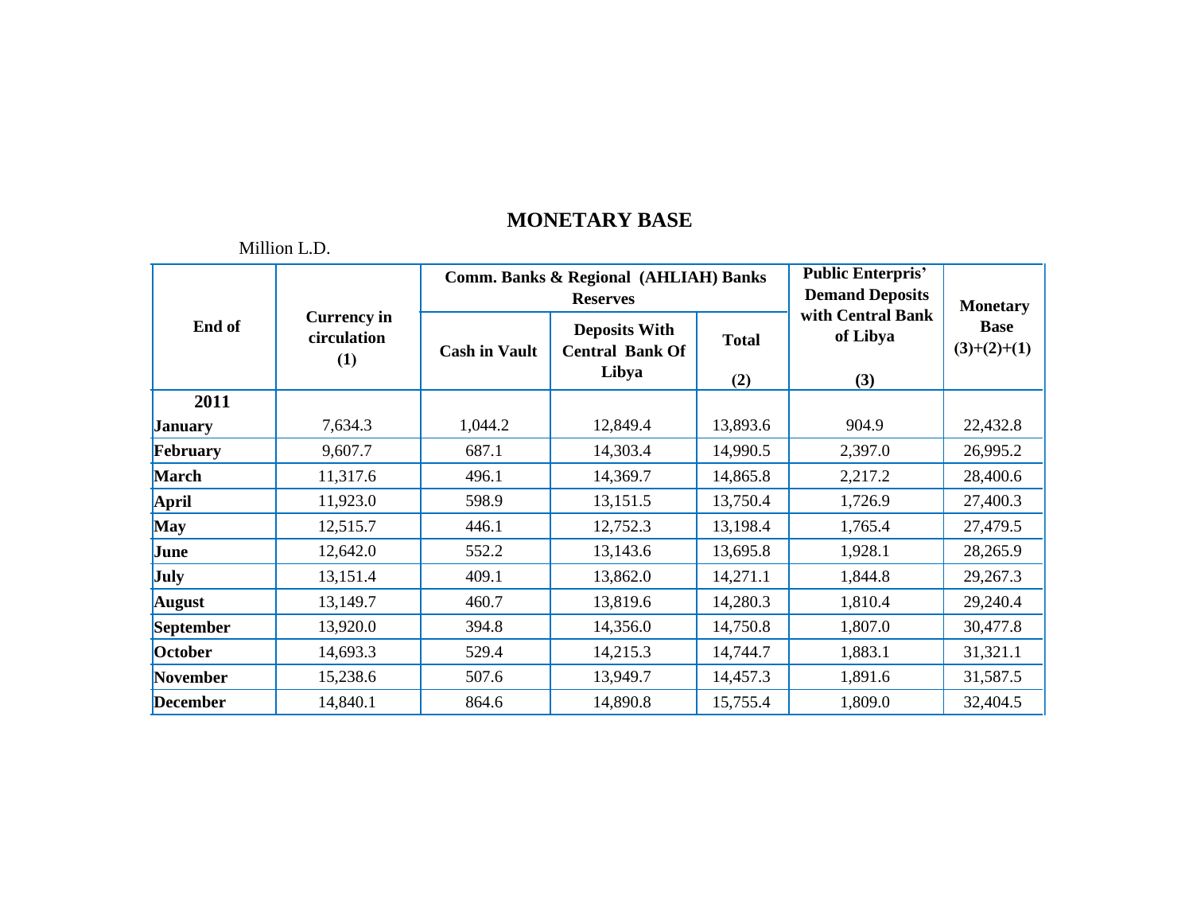# MONETARY BASE

Million L.D.

| End of | Currency in circulation (1) | Comm. Banks & Regional (AHLIAH) Banks Reserves | | | Public Enterpris' Demand Deposits with Central Bank of Libya (3) | Monetary Base (3)+(2)+(1) |
|---|---|---|---|---|---|---|
| | | Cash in Vault | Deposits With Central Bank Of Libya | Total (2) | | |
| **2011** | | | | | | |
| **January** | 7,634.3 | 1,044.2 | 12,849.4 | 13,893.6 | 904.9 | 22,432.8 |
| **February** | 9,607.7 | 687.1 | 14,303.4 | 14,990.5 | 2,397.0 | 26,995.2 |
| **March** | 11,317.6 | 496.1 | 14,369.7 | 14,865.8 | 2,217.2 | 28,400.6 |
| **April** | 11,923.0 | 598.9 | 13,151.5 | 13,750.4 | 1,726.9 | 27,400.3 |
| **May** | 12,515.7 | 446.1 | 12,752.3 | 13,198.4 | 1,765.4 | 27,479.5 |
| **June** | 12,642.0 | 552.2 | 13,143.6 | 13,695.8 | 1,928.1 | 28,265.9 |
| **July** | 13,151.4 | 409.1 | 13,862.0 | 14,271.1 | 1,844.8 | 29,267.3 |
| **August** | 13,149.7 | 460.7 | 13,819.6 | 14,280.3 | 1,810.4 | 29,240.4 |
| **September** | 13,920.0 | 394.8 | 14,356.0 | 14,750.8 | 1,807.0 | 30,477.8 |
| **October** | 14,693.3 | 529.4 | 14,215.3 | 14,744.7 | 1,883.1 | 31,321.1 |
| **November** | 15,238.6 | 507.6 | 13,949.7 | 14,457.3 | 1,891.6 | 31,587.5 |
| **December** | 14,840.1 | 864.6 | 14,890.8 | 15,755.4 | 1,809.0 | 32,404.5 |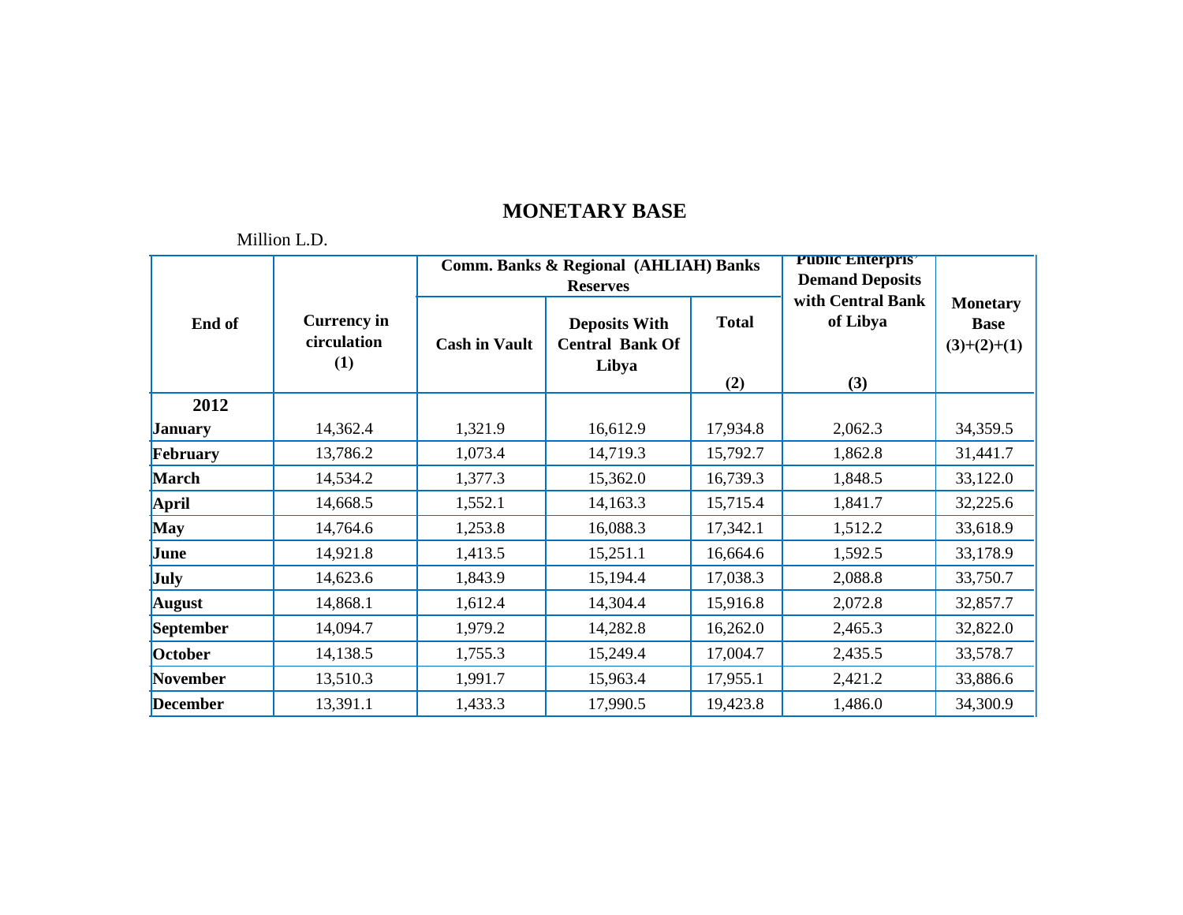# MONETARY BASE

Million L.D.

| End of | Currency in circulation (1) | Comm. Banks & Regional (AHLIAH) Banks Reserves | | | Public Enterpris' Demand Deposits with Central Bank of Libya (3) | Monetary Base (3)+(2)+(1) |
|---|---|---|---|---|---|---|
| | | Cash in Vault | Deposits With Central Bank Of Libya | Total (2) | | |
| **2012** | | | | | | |
| **January** | 14,362.4 | 1,321.9 | 16,612.9 | 17,934.8 | 2,062.3 | 34,359.5 |
| **February** | 13,786.2 | 1,073.4 | 14,719.3 | 15,792.7 | 1,862.8 | 31,441.7 |
| **March** | 14,534.2 | 1,377.3 | 15,362.0 | 16,739.3 | 1,848.5 | 33,122.0 |
| **April** | 14,668.5 | 1,552.1 | 14,163.3 | 15,715.4 | 1,841.7 | 32,225.6 |
| **May** | 14,764.6 | 1,253.8 | 16,088.3 | 17,342.1 | 1,512.2 | 33,618.9 |
| **June** | 14,921.8 | 1,413.5 | 15,251.1 | 16,664.6 | 1,592.5 | 33,178.9 |
| **July** | 14,623.6 | 1,843.9 | 15,194.4 | 17,038.3 | 2,088.8 | 33,750.7 |
| **August** | 14,868.1 | 1,612.4 | 14,304.4 | 15,916.8 | 2,072.8 | 32,857.7 |
| **September** | 14,094.7 | 1,979.2 | 14,282.8 | 16,262.0 | 2,465.3 | 32,822.0 |
| **October** | 14,138.5 | 1,755.3 | 15,249.4 | 17,004.7 | 2,435.5 | 33,578.7 |
| **November** | 13,510.3 | 1,991.7 | 15,963.4 | 17,955.1 | 2,421.2 | 33,886.6 |
| **December** | 13,391.1 | 1,433.3 | 17,990.5 | 19,423.8 | 1,486.0 | 34,300.9 |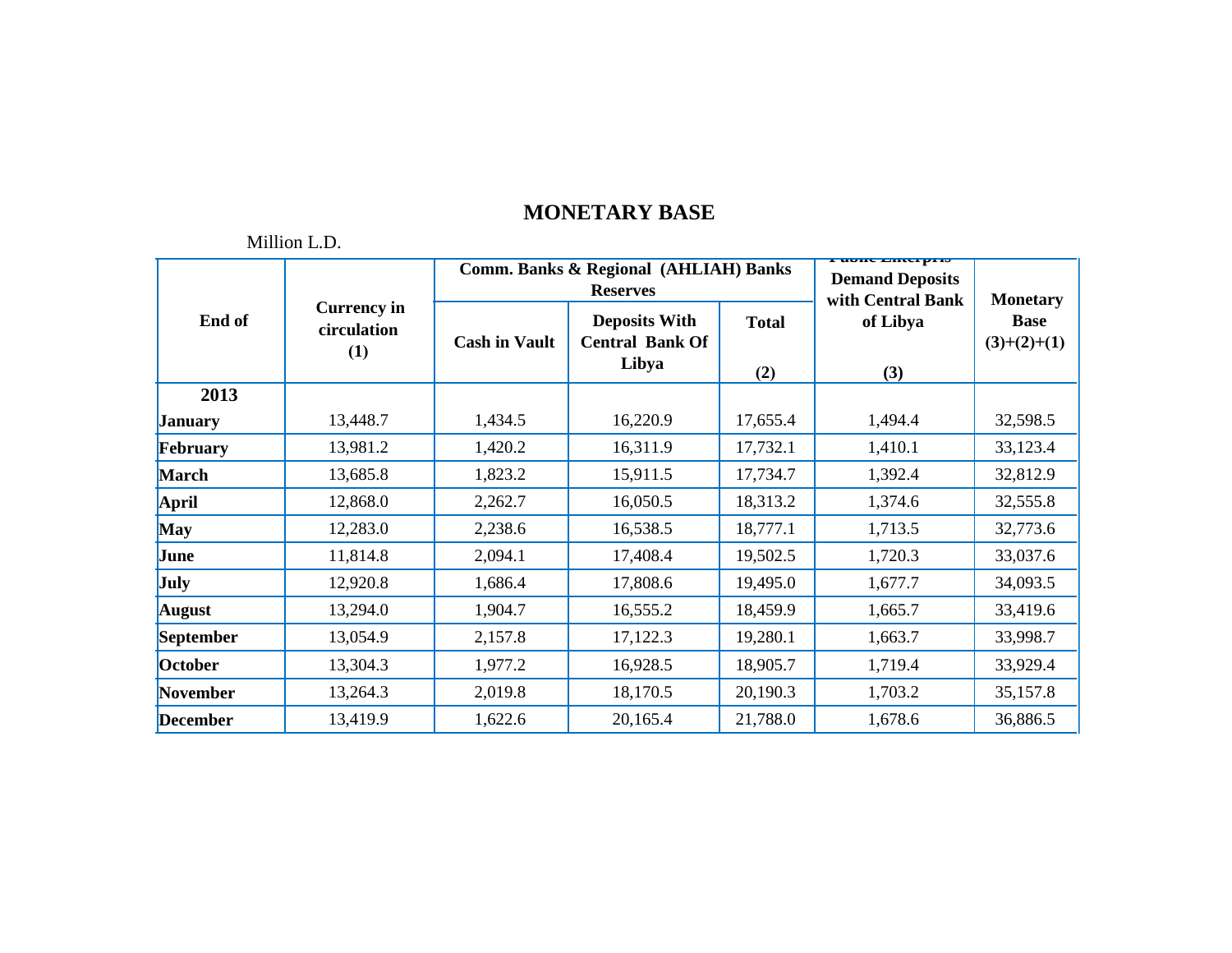# MONETARY BASE

Million L.D.

| End of | Currency in circulation (1) | Comm. Banks & Regional (AHLIAH) Banks Reserves | | | Public Enterprise Demand Deposits with Central Bank of Libya (3) | Monetary Base (3)+(2)+(1) |
|---|---|---|---|---|---|---|
| | | Cash in Vault | Deposits With Central Bank Of Libya | Total (2) | | |
| **2013** | | | | | | |
| **January** | 13,448.7 | 1,434.5 | 16,220.9 | 17,655.4 | 1,494.4 | 32,598.5 |
| **February** | 13,981.2 | 1,420.2 | 16,311.9 | 17,732.1 | 1,410.1 | 33,123.4 |
| **March** | 13,685.8 | 1,823.2 | 15,911.5 | 17,734.7 | 1,392.4 | 32,812.9 |
| **April** | 12,868.0 | 2,262.7 | 16,050.5 | 18,313.2 | 1,374.6 | 32,555.8 |
| **May** | 12,283.0 | 2,238.6 | 16,538.5 | 18,777.1 | 1,713.5 | 32,773.6 |
| **June** | 11,814.8 | 2,094.1 | 17,408.4 | 19,502.5 | 1,720.3 | 33,037.6 |
| **July** | 12,920.8 | 1,686.4 | 17,808.6 | 19,495.0 | 1,677.7 | 34,093.5 |
| **August** | 13,294.0 | 1,904.7 | 16,555.2 | 18,459.9 | 1,665.7 | 33,419.6 |
| **September** | 13,054.9 | 2,157.8 | 17,122.3 | 19,280.1 | 1,663.7 | 33,998.7 |
| **October** | 13,304.3 | 1,977.2 | 16,928.5 | 18,905.7 | 1,719.4 | 33,929.4 |
| **November** | 13,264.3 | 2,019.8 | 18,170.5 | 20,190.3 | 1,703.2 | 35,157.8 |
| **December** | 13,419.9 | 1,622.6 | 20,165.4 | 21,788.0 | 1,678.6 | 36,886.5 |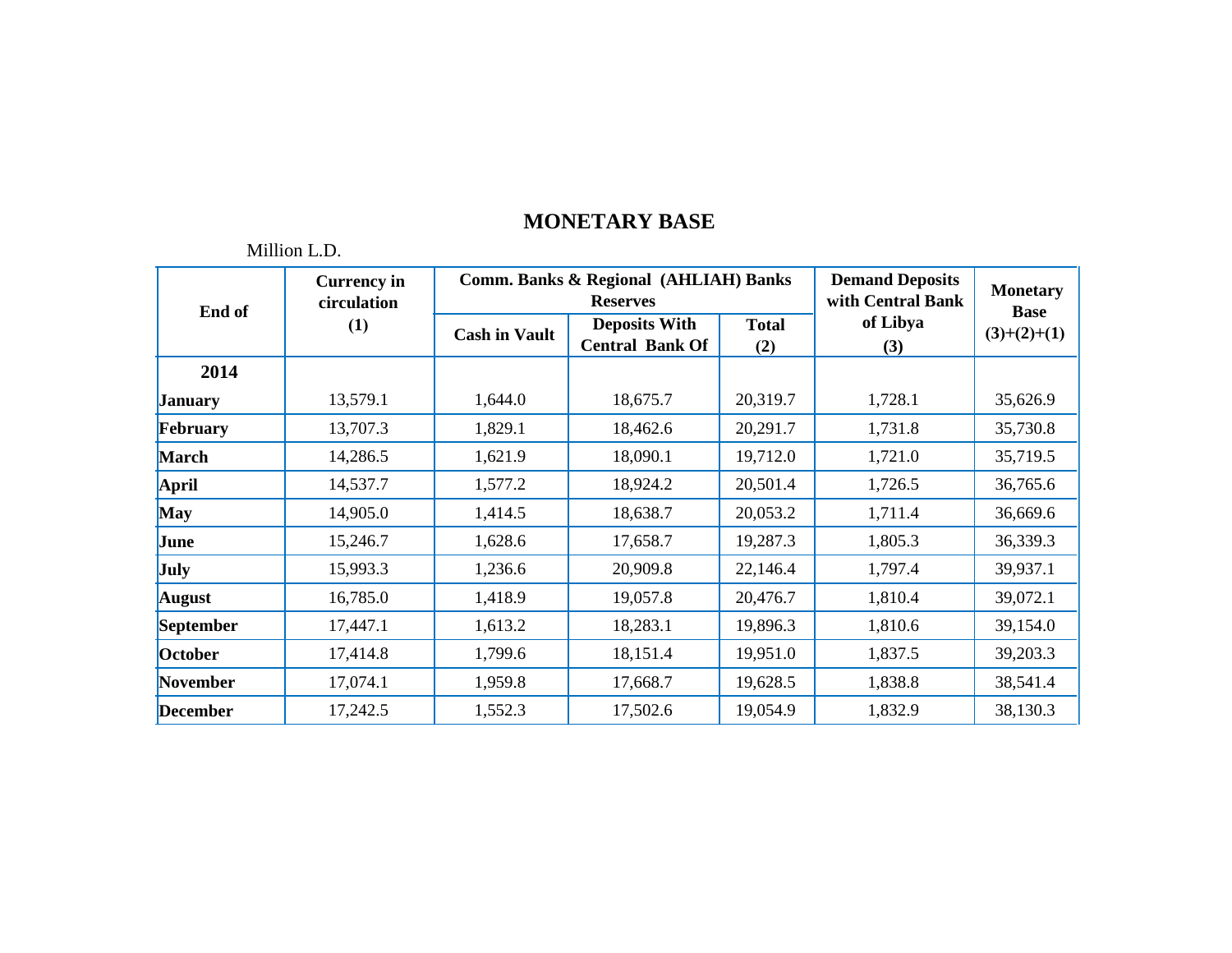# MONETARY BASE

Million L.D.

| End of | Currency in circulation (1) | Comm. Banks & Regional (AHLIAH) Banks Reserves | | | Demand Deposits with Central Bank of Libya (3) | Monetary Base (3)+(2)+(1) |
|---|---|---|---|---|---|---|
| | | Cash in Vault | Deposits With Central Bank Of | Total (2) | | |
| **2014** | | | | | | |
| **January** | 13,579.1 | 1,644.0 | 18,675.7 | 20,319.7 | 1,728.1 | 35,626.9 |
| **February** | 13,707.3 | 1,829.1 | 18,462.6 | 20,291.7 | 1,731.8 | 35,730.8 |
| **March** | 14,286.5 | 1,621.9 | 18,090.1 | 19,712.0 | 1,721.0 | 35,719.5 |
| **April** | 14,537.7 | 1,577.2 | 18,924.2 | 20,501.4 | 1,726.5 | 36,765.6 |
| **May** | 14,905.0 | 1,414.5 | 18,638.7 | 20,053.2 | 1,711.4 | 36,669.6 |
| **June** | 15,246.7 | 1,628.6 | 17,658.7 | 19,287.3 | 1,805.3 | 36,339.3 |
| **July** | 15,993.3 | 1,236.6 | 20,909.8 | 22,146.4 | 1,797.4 | 39,937.1 |
| **August** | 16,785.0 | 1,418.9 | 19,057.8 | 20,476.7 | 1,810.4 | 39,072.1 |
| **September** | 17,447.1 | 1,613.2 | 18,283.1 | 19,896.3 | 1,810.6 | 39,154.0 |
| **October** | 17,414.8 | 1,799.6 | 18,151.4 | 19,951.0 | 1,837.5 | 39,203.3 |
| **November** | 17,074.1 | 1,959.8 | 17,668.7 | 19,628.5 | 1,838.8 | 38,541.4 |
| **December** | 17,242.5 | 1,552.3 | 17,502.6 | 19,054.9 | 1,832.9 | 38,130.3 |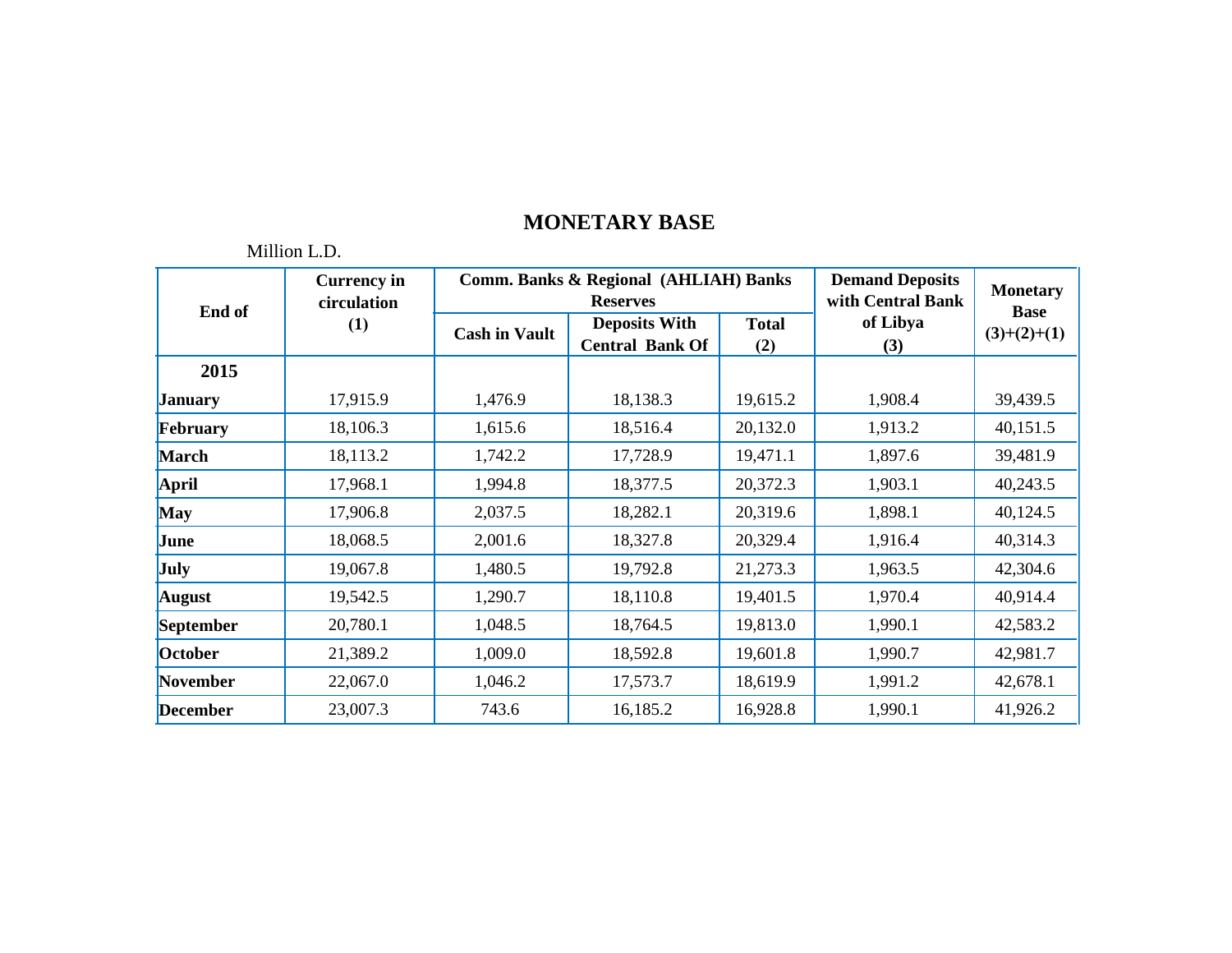# MONETARY BASE

Million L.D.

| End of | Currency in circulation (1) | Comm. Banks & Regional (AHLIAH) Banks Reserves | | | Demand Deposits with Central Bank of Libya (3) | Monetary Base (3)+(2)+(1) |
|---|---|---|---|---|---|---|
| | | Cash in Vault | Deposits With Central Bank Of | Total (2) | | |
| **2015** | | | | | | |
| **January** | 17,915.9 | 1,476.9 | 18,138.3 | 19,615.2 | 1,908.4 | 39,439.5 |
| **February** | 18,106.3 | 1,615.6 | 18,516.4 | 20,132.0 | 1,913.2 | 40,151.5 |
| **March** | 18,113.2 | 1,742.2 | 17,728.9 | 19,471.1 | 1,897.6 | 39,481.9 |
| **April** | 17,968.1 | 1,994.8 | 18,377.5 | 20,372.3 | 1,903.1 | 40,243.5 |
| **May** | 17,906.8 | 2,037.5 | 18,282.1 | 20,319.6 | 1,898.1 | 40,124.5 |
| **June** | 18,068.5 | 2,001.6 | 18,327.8 | 20,329.4 | 1,916.4 | 40,314.3 |
| **July** | 19,067.8 | 1,480.5 | 19,792.8 | 21,273.3 | 1,963.5 | 42,304.6 |
| **August** | 19,542.5 | 1,290.7 | 18,110.8 | 19,401.5 | 1,970.4 | 40,914.4 |
| **September** | 20,780.1 | 1,048.5 | 18,764.5 | 19,813.0 | 1,990.1 | 42,583.2 |
| **October** | 21,389.2 | 1,009.0 | 18,592.8 | 19,601.8 | 1,990.7 | 42,981.7 |
| **November** | 22,067.0 | 1,046.2 | 17,573.7 | 18,619.9 | 1,991.2 | 42,678.1 |
| **December** | 23,007.3 | 743.6 | 16,185.2 | 16,928.8 | 1,990.1 | 41,926.2 |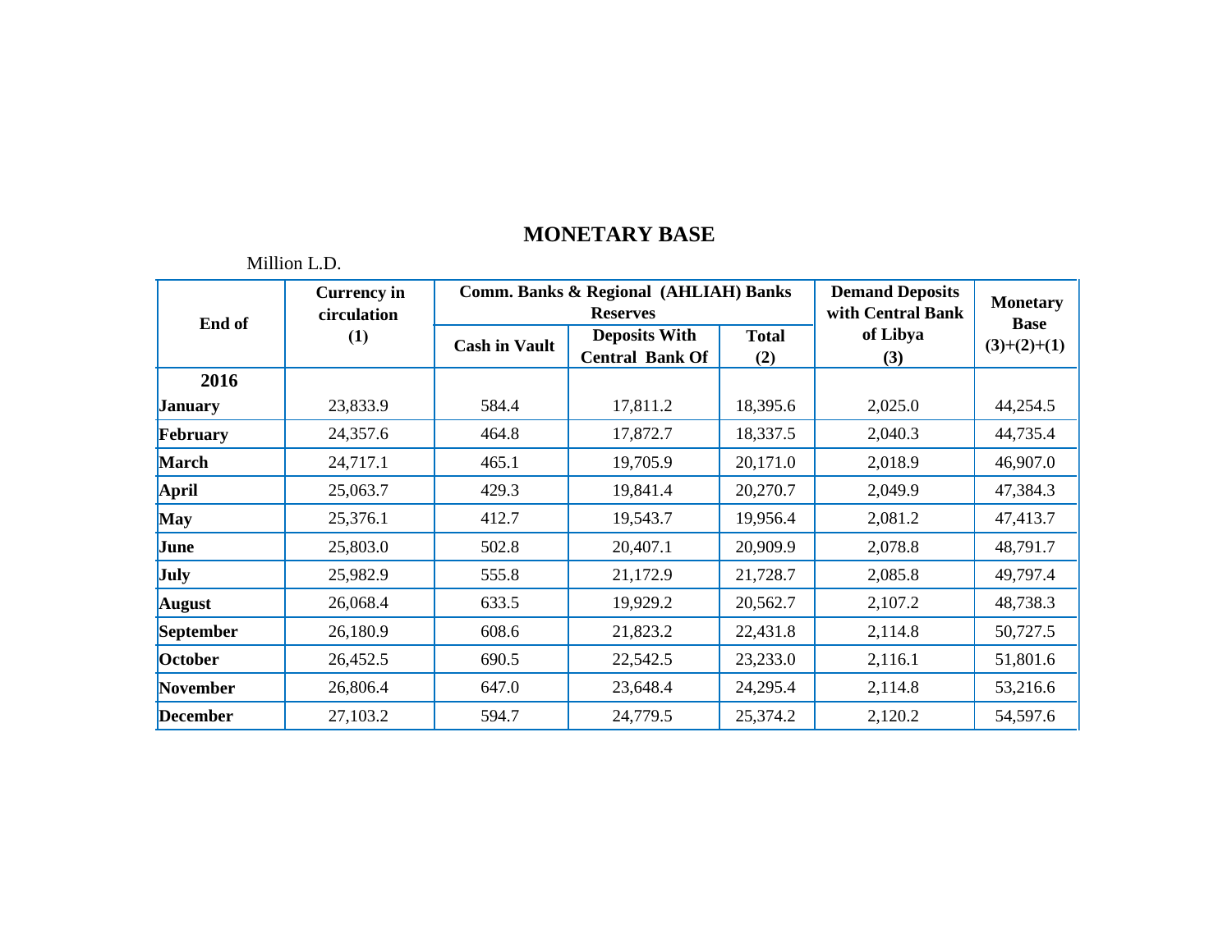# MONETARY BASE

Million L.D.

| End of | Currency in circulation (1) | Comm. Banks & Regional (AHLIAH) Banks Reserves | | | Demand Deposits with Central Bank of Libya (3) | Monetary Base (3)+(2)+(1) |
|---|---|---|---|---|---|---|
| | | Cash in Vault | Deposits With Central Bank Of | Total (2) | | |
| **2016** | | | | | | |
| **January** | 23,833.9 | 584.4 | 17,811.2 | 18,395.6 | 2,025.0 | 44,254.5 |
| **February** | 24,357.6 | 464.8 | 17,872.7 | 18,337.5 | 2,040.3 | 44,735.4 |
| **March** | 24,717.1 | 465.1 | 19,705.9 | 20,171.0 | 2,018.9 | 46,907.0 |
| **April** | 25,063.7 | 429.3 | 19,841.4 | 20,270.7 | 2,049.9 | 47,384.3 |
| **May** | 25,376.1 | 412.7 | 19,543.7 | 19,956.4 | 2,081.2 | 47,413.7 |
| **June** | 25,803.0 | 502.8 | 20,407.1 | 20,909.9 | 2,078.8 | 48,791.7 |
| **July** | 25,982.9 | 555.8 | 21,172.9 | 21,728.7 | 2,085.8 | 49,797.4 |
| **August** | 26,068.4 | 633.5 | 19,929.2 | 20,562.7 | 2,107.2 | 48,738.3 |
| **September** | 26,180.9 | 608.6 | 21,823.2 | 22,431.8 | 2,114.8 | 50,727.5 |
| **October** | 26,452.5 | 690.5 | 22,542.5 | 23,233.0 | 2,116.1 | 51,801.6 |
| **November** | 26,806.4 | 647.0 | 23,648.4 | 24,295.4 | 2,114.8 | 53,216.6 |
| **December** | 27,103.2 | 594.7 | 24,779.5 | 25,374.2 | 2,120.2 | 54,597.6 |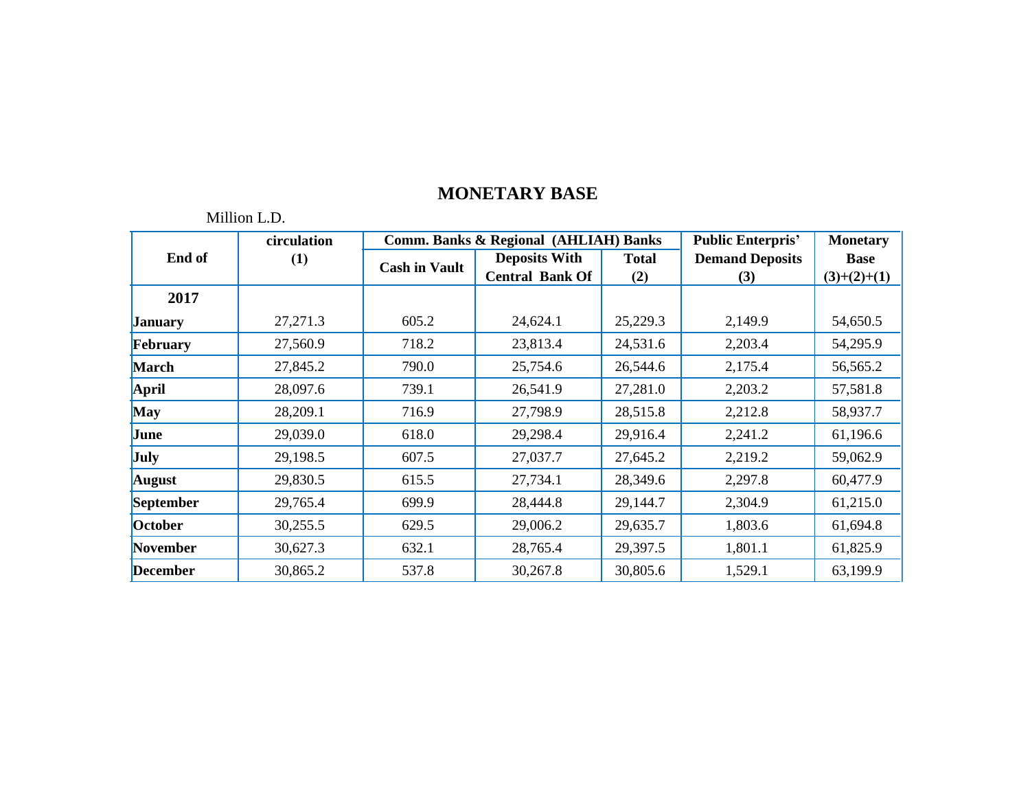# MONETARY BASE

Million L.D.

| End of | circulation (1) | Comm. Banks & Regional (AHLIAH) Banks | | | Public Enterpris' Demand Deposits (3) | Monetary Base (3)+(2)+(1) |
|---|---|---|---|---|---|---|
| | | Cash in Vault | Deposits With Central Bank Of | Total (2) | | |
| **2017** | | | | | | |
| **January** | 27,271.3 | 605.2 | 24,624.1 | 25,229.3 | 2,149.9 | 54,650.5 |
| **February** | 27,560.9 | 718.2 | 23,813.4 | 24,531.6 | 2,203.4 | 54,295.9 |
| **March** | 27,845.2 | 790.0 | 25,754.6 | 26,544.6 | 2,175.4 | 56,565.2 |
| **April** | 28,097.6 | 739.1 | 26,541.9 | 27,281.0 | 2,203.2 | 57,581.8 |
| **May** | 28,209.1 | 716.9 | 27,798.9 | 28,515.8 | 2,212.8 | 58,937.7 |
| **June** | 29,039.0 | 618.0 | 29,298.4 | 29,916.4 | 2,241.2 | 61,196.6 |
| **July** | 29,198.5 | 607.5 | 27,037.7 | 27,645.2 | 2,219.2 | 59,062.9 |
| **August** | 29,830.5 | 615.5 | 27,734.1 | 28,349.6 | 2,297.8 | 60,477.9 |
| **September** | 29,765.4 | 699.9 | 28,444.8 | 29,144.7 | 2,304.9 | 61,215.0 |
| **October** | 30,255.5 | 629.5 | 29,006.2 | 29,635.7 | 1,803.6 | 61,694.8 |
| **November** | 30,627.3 | 632.1 | 28,765.4 | 29,397.5 | 1,801.1 | 61,825.9 |
| **December** | 30,865.2 | 537.8 | 30,267.8 | 30,805.6 | 1,529.1 | 63,199.9 |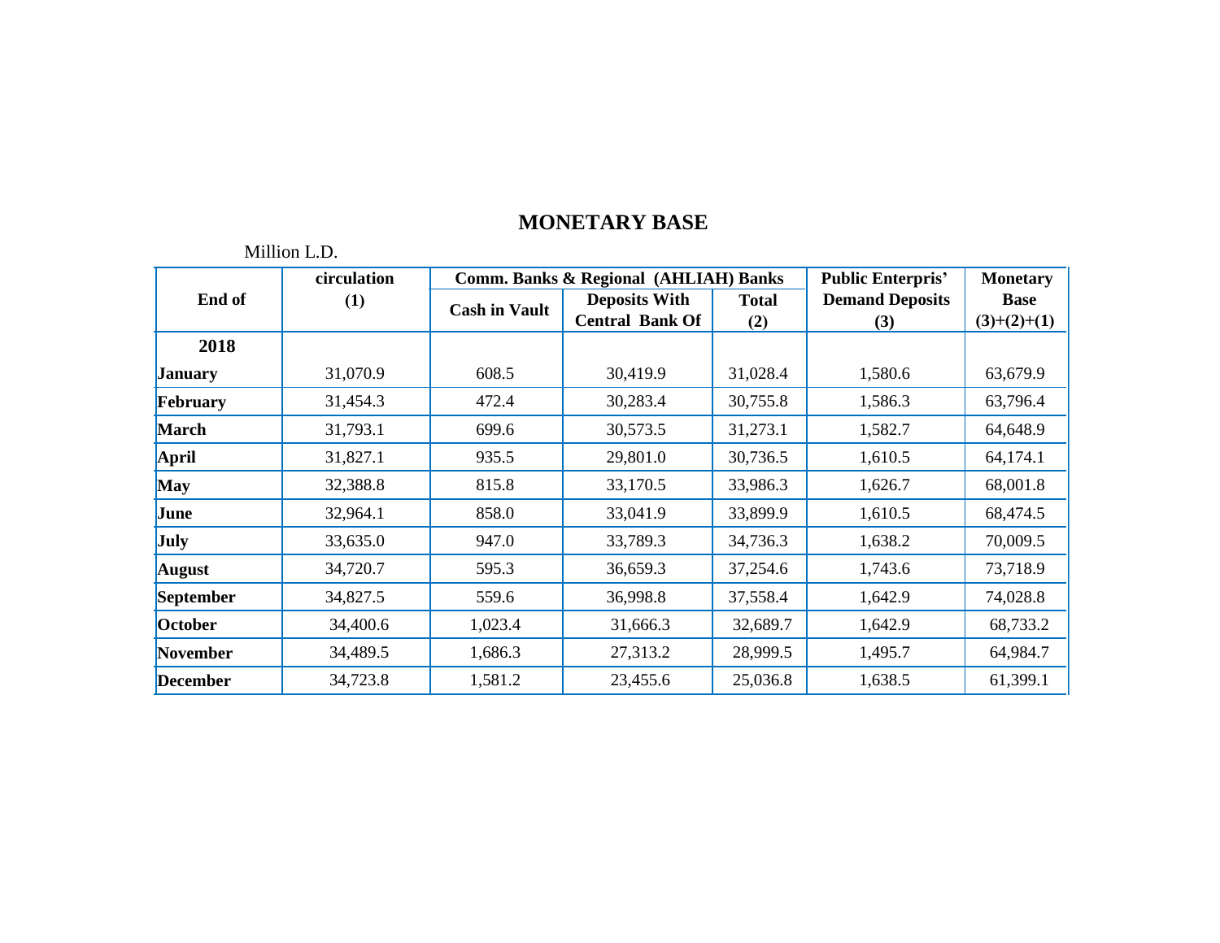# MONETARY BASE

Million L.D.

| End of | circulation (1) | Comm. Banks & Regional (AHLIAH) Banks | | | Public Enterpris' Demand Deposits (3) | Monetary Base (3)+(2)+(1) |
|---|---|---|---|---|---|---|
| | | Cash in Vault | Deposits With Central Bank Of | Total (2) | | |
| **2018** | | | | | | |
| **January** | 31,070.9 | 608.5 | 30,419.9 | 31,028.4 | 1,580.6 | 63,679.9 |
| **February** | 31,454.3 | 472.4 | 30,283.4 | 30,755.8 | 1,586.3 | 63,796.4 |
| **March** | 31,793.1 | 699.6 | 30,573.5 | 31,273.1 | 1,582.7 | 64,648.9 |
| **April** | 31,827.1 | 935.5 | 29,801.0 | 30,736.5 | 1,610.5 | 64,174.1 |
| **May** | 32,388.8 | 815.8 | 33,170.5 | 33,986.3 | 1,626.7 | 68,001.8 |
| **June** | 32,964.1 | 858.0 | 33,041.9 | 33,899.9 | 1,610.5 | 68,474.5 |
| **July** | 33,635.0 | 947.0 | 33,789.3 | 34,736.3 | 1,638.2 | 70,009.5 |
| **August** | 34,720.7 | 595.3 | 36,659.3 | 37,254.6 | 1,743.6 | 73,718.9 |
| **September** | 34,827.5 | 559.6 | 36,998.8 | 37,558.4 | 1,642.9 | 74,028.8 |
| **October** | 34,400.6 | 1,023.4 | 31,666.3 | 32,689.7 | 1,642.9 | 68,733.2 |
| **November** | 34,489.5 | 1,686.3 | 27,313.2 | 28,999.5 | 1,495.7 | 64,984.7 |
| **December** | 34,723.8 | 1,581.2 | 23,455.6 | 25,036.8 | 1,638.5 | 61,399.1 |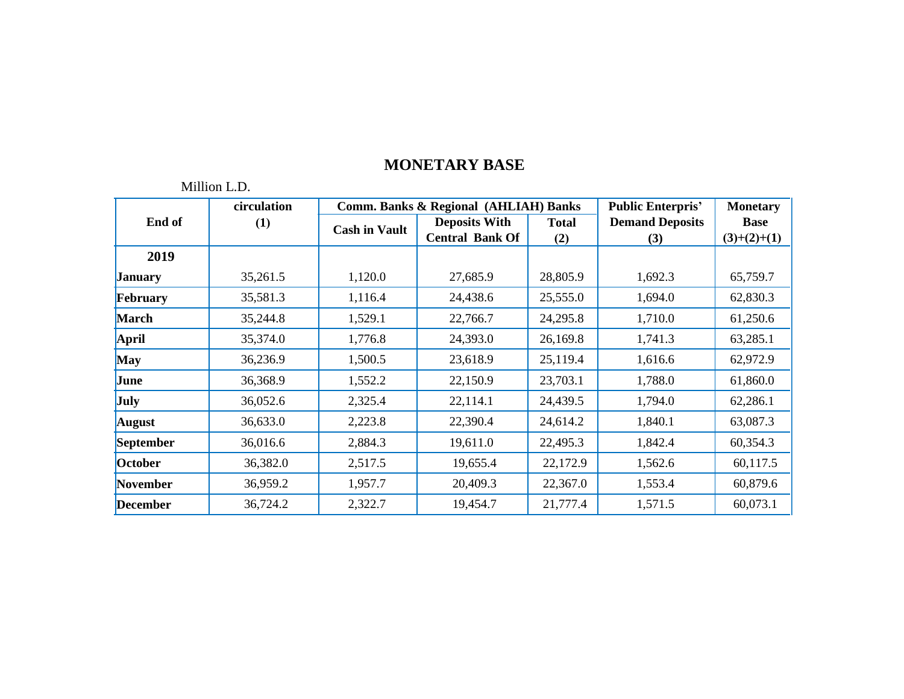# MONETARY BASE

Million L.D.

| End of | circulation (1) | Comm. Banks & Regional (AHLIAH) Banks | | | Public Enterpris' Demand Deposits (3) | Monetary Base (3)+(2)+(1) |
|---|---|---|---|---|---|---|
| | | Cash in Vault | Deposits With Central Bank Of | Total (2) | | |
| **2019** | | | | | | |
| **January** | 35,261.5 | 1,120.0 | 27,685.9 | 28,805.9 | 1,692.3 | 65,759.7 |
| **February** | 35,581.3 | 1,116.4 | 24,438.6 | 25,555.0 | 1,694.0 | 62,830.3 |
| **March** | 35,244.8 | 1,529.1 | 22,766.7 | 24,295.8 | 1,710.0 | 61,250.6 |
| **April** | 35,374.0 | 1,776.8 | 24,393.0 | 26,169.8 | 1,741.3 | 63,285.1 |
| **May** | 36,236.9 | 1,500.5 | 23,618.9 | 25,119.4 | 1,616.6 | 62,972.9 |
| **June** | 36,368.9 | 1,552.2 | 22,150.9 | 23,703.1 | 1,788.0 | 61,860.0 |
| **July** | 36,052.6 | 2,325.4 | 22,114.1 | 24,439.5 | 1,794.0 | 62,286.1 |
| **August** | 36,633.0 | 2,223.8 | 22,390.4 | 24,614.2 | 1,840.1 | 63,087.3 |
| **September** | 36,016.6 | 2,884.3 | 19,611.0 | 22,495.3 | 1,842.4 | 60,354.3 |
| **October** | 36,382.0 | 2,517.5 | 19,655.4 | 22,172.9 | 1,562.6 | 60,117.5 |
| **November** | 36,959.2 | 1,957.7 | 20,409.3 | 22,367.0 | 1,553.4 | 60,879.6 |
| **December** | 36,724.2 | 2,322.7 | 19,454.7 | 21,777.4 | 1,571.5 | 60,073.1 |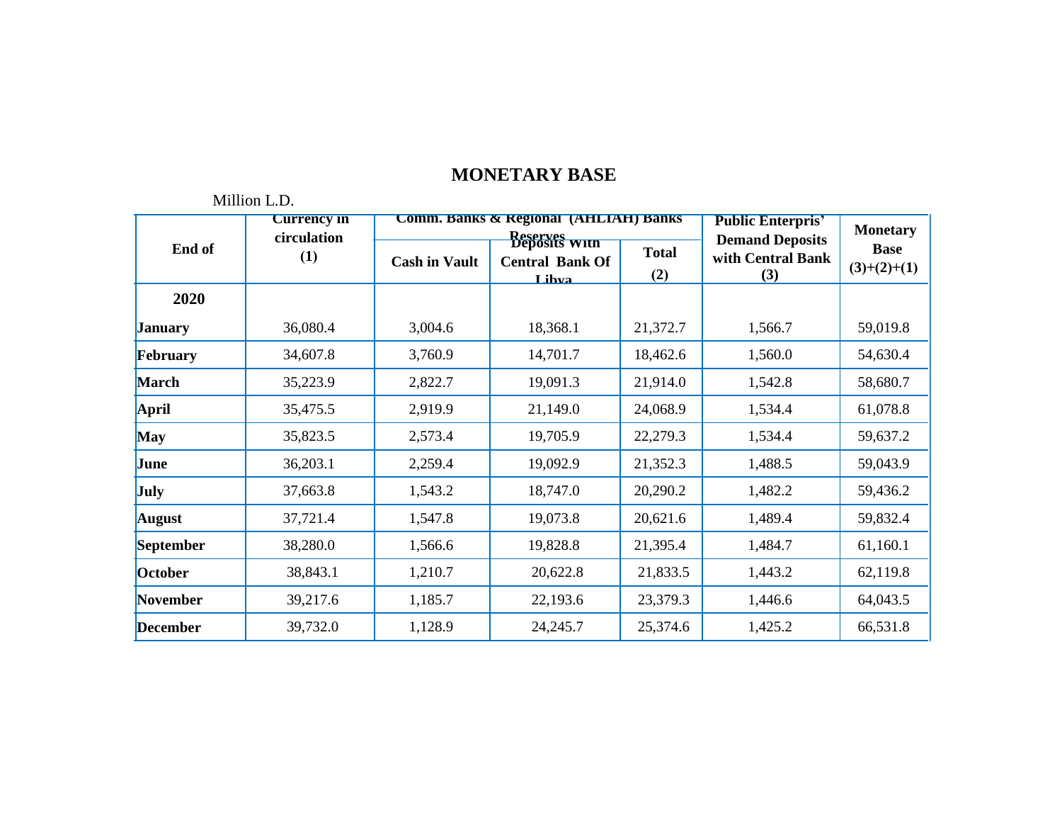# MONETARY BASE

Million L.D.

| End of | Currency in circulation (1) | Comm. Banks & Regional (AHLIAH) Banks Reserves | | | Public Enterpris' Demand Deposits with Central Bank (3) | Monetary Base (3)+(2)+(1) |
|---|---|---|---|---|---|---|
| | | Cash in Vault | Deposits With Central Bank Of Libya | Total (2) | | |
| **2020** | | | | | | |
| **January** | 36,080.4 | 3,004.6 | 18,368.1 | 21,372.7 | 1,566.7 | 59,019.8 |
| **February** | 34,607.8 | 3,760.9 | 14,701.7 | 18,462.6 | 1,560.0 | 54,630.4 |
| **March** | 35,223.9 | 2,822.7 | 19,091.3 | 21,914.0 | 1,542.8 | 58,680.7 |
| **April** | 35,475.5 | 2,919.9 | 21,149.0 | 24,068.9 | 1,534.4 | 61,078.8 |
| **May** | 35,823.5 | 2,573.4 | 19,705.9 | 22,279.3 | 1,534.4 | 59,637.2 |
| **June** | 36,203.1 | 2,259.4 | 19,092.9 | 21,352.3 | 1,488.5 | 59,043.9 |
| **July** | 37,663.8 | 1,543.2 | 18,747.0 | 20,290.2 | 1,482.2 | 59,436.2 |
| **August** | 37,721.4 | 1,547.8 | 19,073.8 | 20,621.6 | 1,489.4 | 59,832.4 |
| **September** | 38,280.0 | 1,566.6 | 19,828.8 | 21,395.4 | 1,484.7 | 61,160.1 |
| **October** | 38,843.1 | 1,210.7 | 20,622.8 | 21,833.5 | 1,443.2 | 62,119.8 |
| **November** | 39,217.6 | 1,185.7 | 22,193.6 | 23,379.3 | 1,446.6 | 64,043.5 |
| **December** | 39,732.0 | 1,128.9 | 24,245.7 | 25,374.6 | 1,425.2 | 66,531.8 |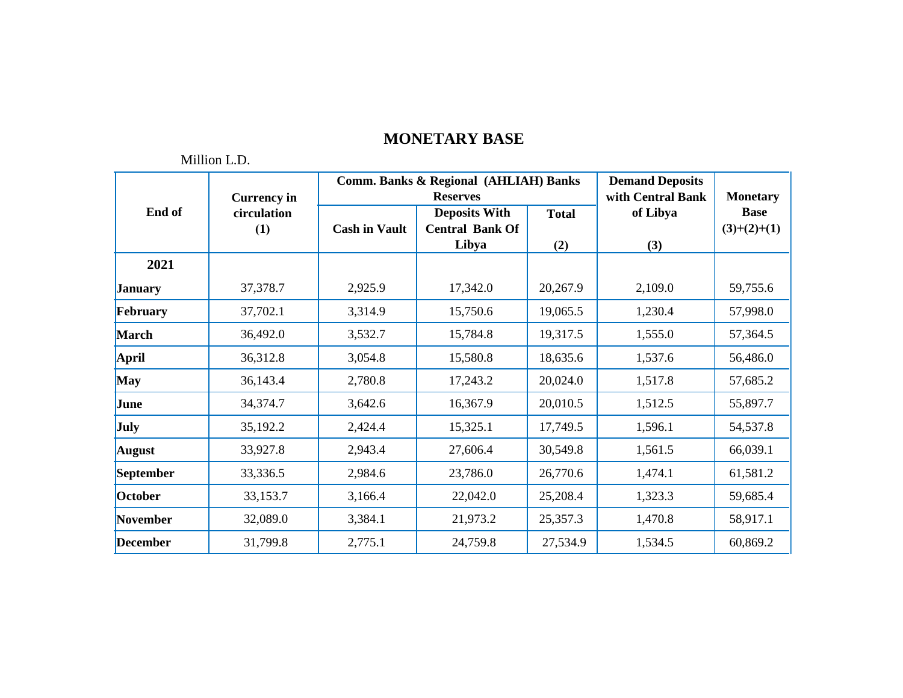# MONETARY BASE

Million L.D.

| End of | Currency in circulation (1) | Comm. Banks & Regional (AHLIAH) Banks Reserves | | | Demand Deposits with Central Bank of Libya (3) | Monetary Base (3)+(2)+(1) |
|---|---|---|---|---|---|---|
| | | Cash in Vault | Deposits With Central Bank Of Libya | Total (2) | | |
| **2021** | | | | | | |
| **January** | 37,378.7 | 2,925.9 | 17,342.0 | 20,267.9 | 2,109.0 | 59,755.6 |
| **February** | 37,702.1 | 3,314.9 | 15,750.6 | 19,065.5 | 1,230.4 | 57,998.0 |
| **March** | 36,492.0 | 3,532.7 | 15,784.8 | 19,317.5 | 1,555.0 | 57,364.5 |
| **April** | 36,312.8 | 3,054.8 | 15,580.8 | 18,635.6 | 1,537.6 | 56,486.0 |
| **May** | 36,143.4 | 2,780.8 | 17,243.2 | 20,024.0 | 1,517.8 | 57,685.2 |
| **June** | 34,374.7 | 3,642.6 | 16,367.9 | 20,010.5 | 1,512.5 | 55,897.7 |
| **July** | 35,192.2 | 2,424.4 | 15,325.1 | 17,749.5 | 1,596.1 | 54,537.8 |
| **August** | 33,927.8 | 2,943.4 | 27,606.4 | 30,549.8 | 1,561.5 | 66,039.1 |
| **September** | 33,336.5 | 2,984.6 | 23,786.0 | 26,770.6 | 1,474.1 | 61,581.2 |
| **October** | 33,153.7 | 3,166.4 | 22,042.0 | 25,208.4 | 1,323.3 | 59,685.4 |
| **November** | 32,089.0 | 3,384.1 | 21,973.2 | 25,357.3 | 1,470.8 | 58,917.1 |
| **December** | 31,799.8 | 2,775.1 | 24,759.8 | 27,534.9 | 1,534.5 | 60,869.2 |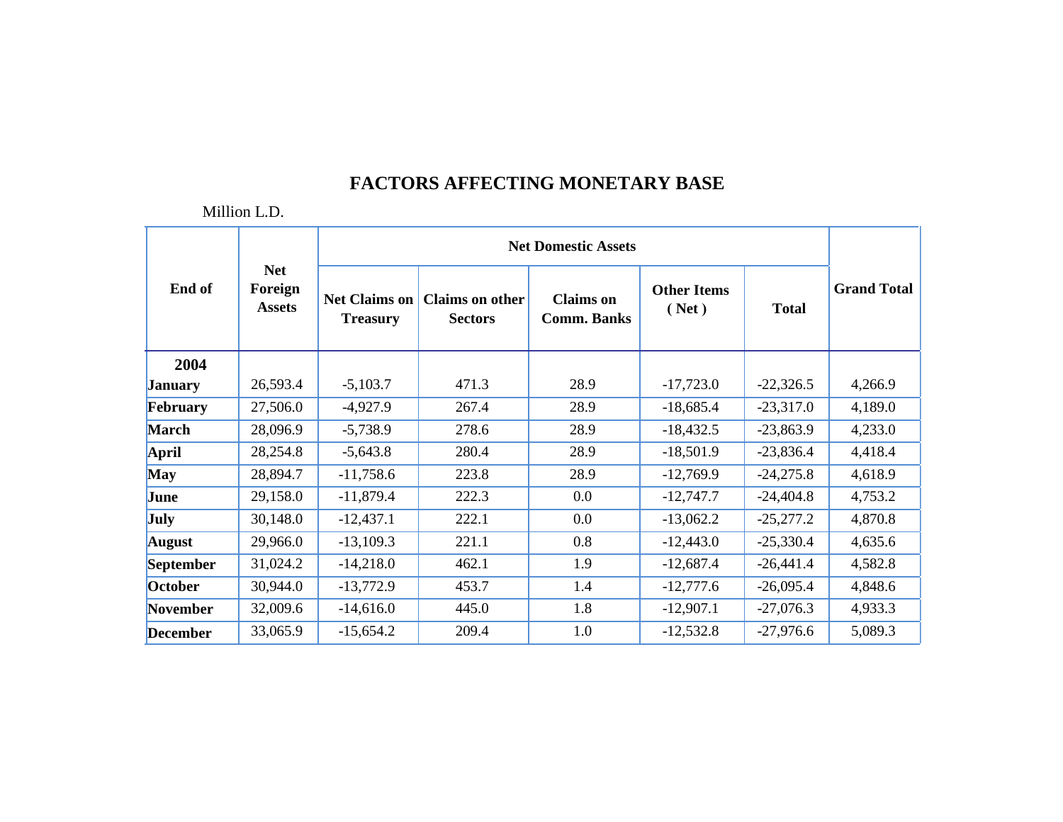# FACTORS AFFECTING MONETARY BASE

Million L.D.

| End of | Net Foreign Assets | Net Domestic Assets | | | | | Grand Total |
|---|---|---|---|---|---|---|---|
| | | Net Claims on Treasury | Claims on other Sectors | Claims on Comm. Banks | Other Items ( Net ) | Total | |
| **2004** | | | | | | | |
| **January** | 26,593.4 | -5,103.7 | 471.3 | 28.9 | -17,723.0 | -22,326.5 | 4,266.9 |
| **February** | 27,506.0 | -4,927.9 | 267.4 | 28.9 | -18,685.4 | -23,317.0 | 4,189.0 |
| **March** | 28,096.9 | -5,738.9 | 278.6 | 28.9 | -18,432.5 | -23,863.9 | 4,233.0 |
| **April** | 28,254.8 | -5,643.8 | 280.4 | 28.9 | -18,501.9 | -23,836.4 | 4,418.4 |
| **May** | 28,894.7 | -11,758.6 | 223.8 | 28.9 | -12,769.9 | -24,275.8 | 4,618.9 |
| **June** | 29,158.0 | -11,879.4 | 222.3 | 0.0 | -12,747.7 | -24,404.8 | 4,753.2 |
| **July** | 30,148.0 | -12,437.1 | 222.1 | 0.0 | -13,062.2 | -25,277.2 | 4,870.8 |
| **August** | 29,966.0 | -13,109.3 | 221.1 | 0.8 | -12,443.0 | -25,330.4 | 4,635.6 |
| **September** | 31,024.2 | -14,218.0 | 462.1 | 1.9 | -12,687.4 | -26,441.4 | 4,582.8 |
| **October** | 30,944.0 | -13,772.9 | 453.7 | 1.4 | -12,777.6 | -26,095.4 | 4,848.6 |
| **November** | 32,009.6 | -14,616.0 | 445.0 | 1.8 | -12,907.1 | -27,076.3 | 4,933.3 |
| **December** | 33,065.9 | -15,654.2 | 209.4 | 1.0 | -12,532.8 | -27,976.6 | 5,089.3 |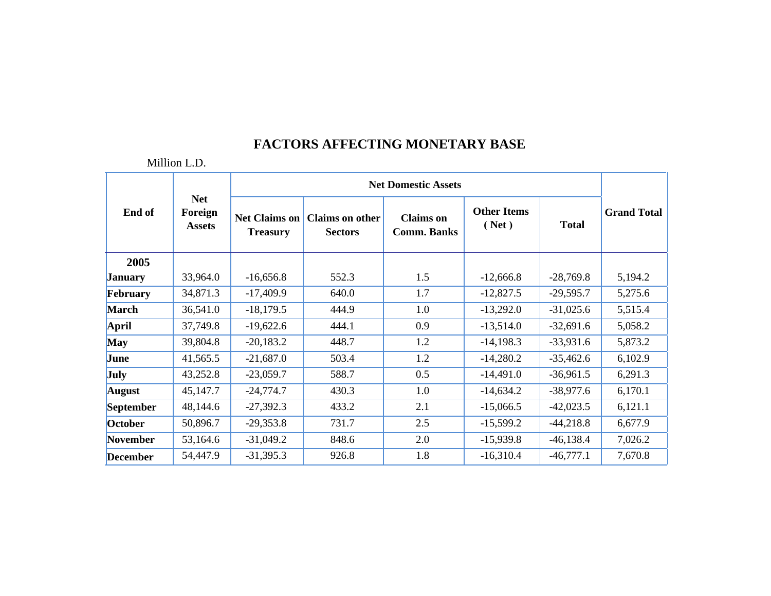# FACTORS AFFECTING MONETARY BASE

Million L.D.

| End of | Net Foreign Assets | Net Domestic Assets | | | | | Grand Total |
|---|---|---|---|---|---|---|---|
| | | Net Claims on Treasury | Claims on other Sectors | Claims on Comm. Banks | Other Items ( Net ) | Total | |
| **2005** | | | | | | | |
| **January** | 33,964.0 | -16,656.8 | 552.3 | 1.5 | -12,666.8 | -28,769.8 | 5,194.2 |
| **February** | 34,871.3 | -17,409.9 | 640.0 | 1.7 | -12,827.5 | -29,595.7 | 5,275.6 |
| **March** | 36,541.0 | -18,179.5 | 444.9 | 1.0 | -13,292.0 | -31,025.6 | 5,515.4 |
| **April** | 37,749.8 | -19,622.6 | 444.1 | 0.9 | -13,514.0 | -32,691.6 | 5,058.2 |
| **May** | 39,804.8 | -20,183.2 | 448.7 | 1.2 | -14,198.3 | -33,931.6 | 5,873.2 |
| **June** | 41,565.5 | -21,687.0 | 503.4 | 1.2 | -14,280.2 | -35,462.6 | 6,102.9 |
| **July** | 43,252.8 | -23,059.7 | 588.7 | 0.5 | -14,491.0 | -36,961.5 | 6,291.3 |
| **August** | 45,147.7 | -24,774.7 | 430.3 | 1.0 | -14,634.2 | -38,977.6 | 6,170.1 |
| **September** | 48,144.6 | -27,392.3 | 433.2 | 2.1 | -15,066.5 | -42,023.5 | 6,121.1 |
| **October** | 50,896.7 | -29,353.8 | 731.7 | 2.5 | -15,599.2 | -44,218.8 | 6,677.9 |
| **November** | 53,164.6 | -31,049.2 | 848.6 | 2.0 | -15,939.8 | -46,138.4 | 7,026.2 |
| **December** | 54,447.9 | -31,395.3 | 926.8 | 1.8 | -16,310.4 | -46,777.1 | 7,670.8 |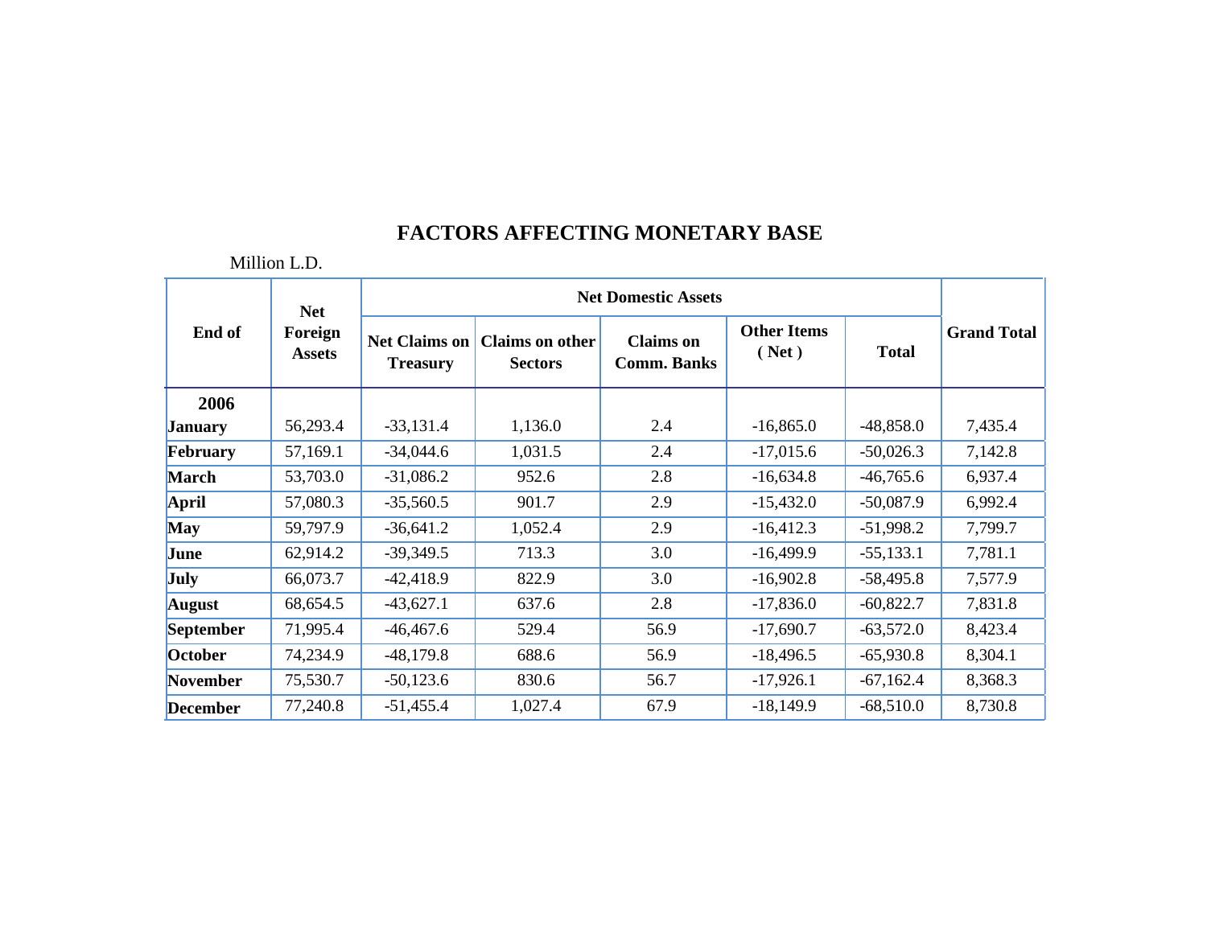# FACTORS AFFECTING MONETARY BASE

Million L.D.

| End of | Net Foreign Assets | Net Domestic Assets | | | | | Grand Total |
|---|---|---|---|---|---|---|---|
| | | Net Claims on Treasury | Claims on other Sectors | Claims on Comm. Banks | Other Items ( Net ) | Total | |
| **2006** | | | | | | | |
| **January** | 56,293.4 | -33,131.4 | 1,136.0 | 2.4 | -16,865.0 | -48,858.0 | 7,435.4 |
| **February** | 57,169.1 | -34,044.6 | 1,031.5 | 2.4 | -17,015.6 | -50,026.3 | 7,142.8 |
| **March** | 53,703.0 | -31,086.2 | 952.6 | 2.8 | -16,634.8 | -46,765.6 | 6,937.4 |
| **April** | 57,080.3 | -35,560.5 | 901.7 | 2.9 | -15,432.0 | -50,087.9 | 6,992.4 |
| **May** | 59,797.9 | -36,641.2 | 1,052.4 | 2.9 | -16,412.3 | -51,998.2 | 7,799.7 |
| **June** | 62,914.2 | -39,349.5 | 713.3 | 3.0 | -16,499.9 | -55,133.1 | 7,781.1 |
| **July** | 66,073.7 | -42,418.9 | 822.9 | 3.0 | -16,902.8 | -58,495.8 | 7,577.9 |
| **August** | 68,654.5 | -43,627.1 | 637.6 | 2.8 | -17,836.0 | -60,822.7 | 7,831.8 |
| **September** | 71,995.4 | -46,467.6 | 529.4 | 56.9 | -17,690.7 | -63,572.0 | 8,423.4 |
| **October** | 74,234.9 | -48,179.8 | 688.6 | 56.9 | -18,496.5 | -65,930.8 | 8,304.1 |
| **November** | 75,530.7 | -50,123.6 | 830.6 | 56.7 | -17,926.1 | -67,162.4 | 8,368.3 |
| **December** | 77,240.8 | -51,455.4 | 1,027.4 | 67.9 | -18,149.9 | -68,510.0 | 8,730.8 |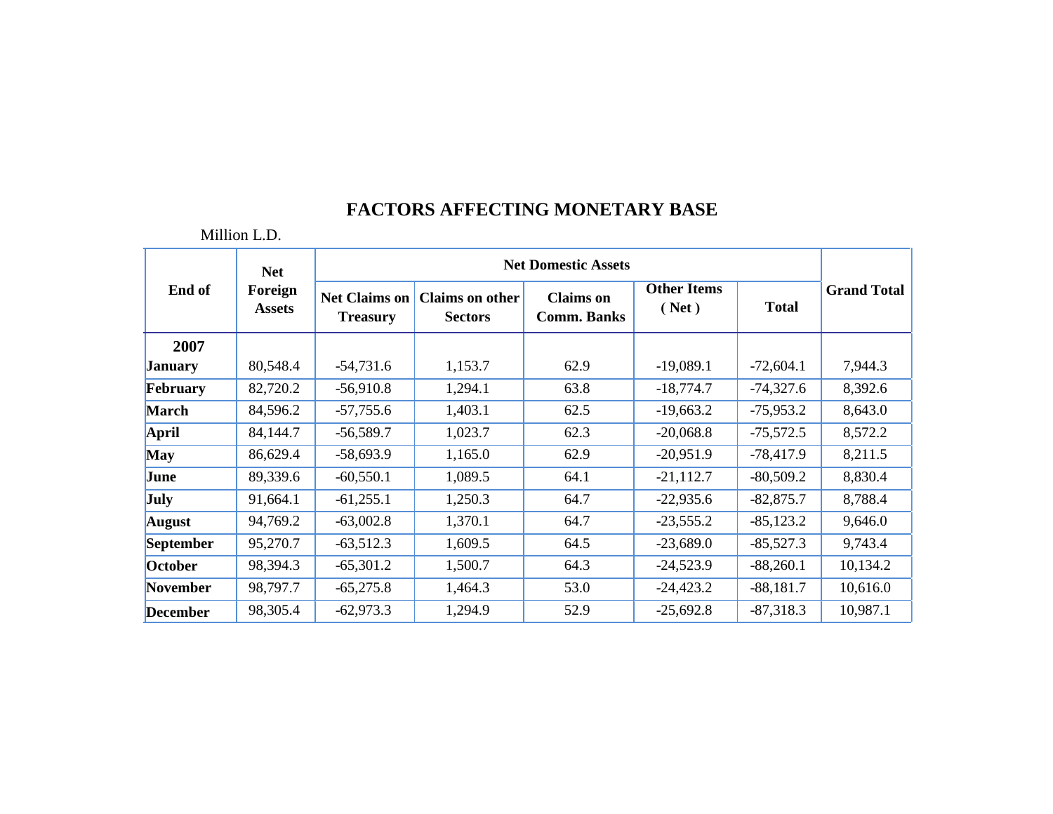# FACTORS AFFECTING MONETARY BASE

Million L.D.

| End of | Net Foreign Assets | Net Domestic Assets | | | | | Grand Total |
|---|---|---|---|---|---|---|---|
| | | Net Claims on Treasury | Claims on other Sectors | Claims on Comm. Banks | Other Items ( Net ) | Total | |
| **2007** | | | | | | | |
| **January** | 80,548.4 | -54,731.6 | 1,153.7 | 62.9 | -19,089.1 | -72,604.1 | 7,944.3 |
| **February** | 82,720.2 | -56,910.8 | 1,294.1 | 63.8 | -18,774.7 | -74,327.6 | 8,392.6 |
| **March** | 84,596.2 | -57,755.6 | 1,403.1 | 62.5 | -19,663.2 | -75,953.2 | 8,643.0 |
| **April** | 84,144.7 | -56,589.7 | 1,023.7 | 62.3 | -20,068.8 | -75,572.5 | 8,572.2 |
| **May** | 86,629.4 | -58,693.9 | 1,165.0 | 62.9 | -20,951.9 | -78,417.9 | 8,211.5 |
| **June** | 89,339.6 | -60,550.1 | 1,089.5 | 64.1 | -21,112.7 | -80,509.2 | 8,830.4 |
| **July** | 91,664.1 | -61,255.1 | 1,250.3 | 64.7 | -22,935.6 | -82,875.7 | 8,788.4 |
| **August** | 94,769.2 | -63,002.8 | 1,370.1 | 64.7 | -23,555.2 | -85,123.2 | 9,646.0 |
| **September** | 95,270.7 | -63,512.3 | 1,609.5 | 64.5 | -23,689.0 | -85,527.3 | 9,743.4 |
| **October** | 98,394.3 | -65,301.2 | 1,500.7 | 64.3 | -24,523.9 | -88,260.1 | 10,134.2 |
| **November** | 98,797.7 | -65,275.8 | 1,464.3 | 53.0 | -24,423.2 | -88,181.7 | 10,616.0 |
| **December** | 98,305.4 | -62,973.3 | 1,294.9 | 52.9 | -25,692.8 | -87,318.3 | 10,987.1 |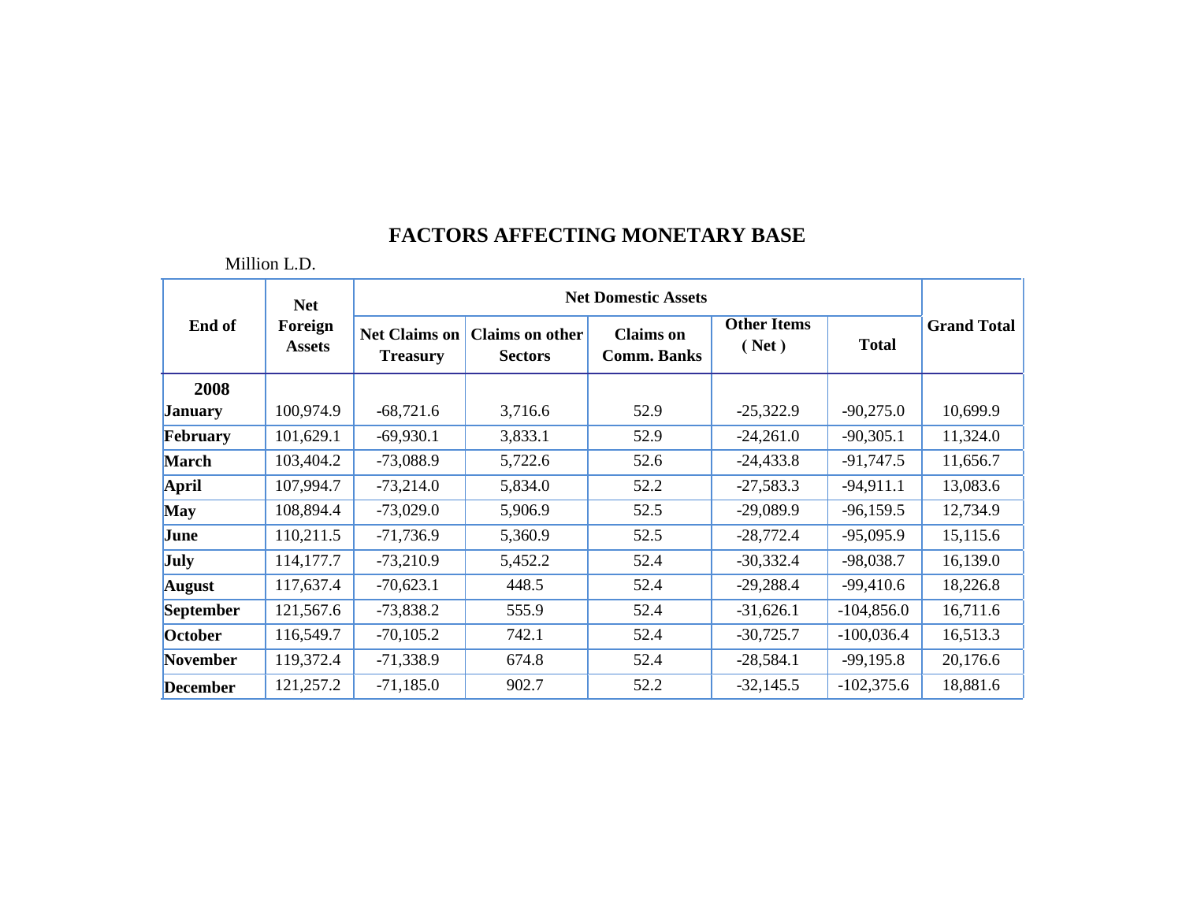# FACTORS AFFECTING MONETARY BASE

Million L.D.

| End of | Net Foreign Assets | Net Domestic Assets | | | | | Grand Total |
|---|---|---|---|---|---|---|---|
| | | Net Claims on Treasury | Claims on other Sectors | Claims on Comm. Banks | Other Items ( Net ) | Total | |
| **2008** | | | | | | | |
| **January** | 100,974.9 | -68,721.6 | 3,716.6 | 52.9 | -25,322.9 | -90,275.0 | 10,699.9 |
| **February** | 101,629.1 | -69,930.1 | 3,833.1 | 52.9 | -24,261.0 | -90,305.1 | 11,324.0 |
| **March** | 103,404.2 | -73,088.9 | 5,722.6 | 52.6 | -24,433.8 | -91,747.5 | 11,656.7 |
| **April** | 107,994.7 | -73,214.0 | 5,834.0 | 52.2 | -27,583.3 | -94,911.1 | 13,083.6 |
| **May** | 108,894.4 | -73,029.0 | 5,906.9 | 52.5 | -29,089.9 | -96,159.5 | 12,734.9 |
| **June** | 110,211.5 | -71,736.9 | 5,360.9 | 52.5 | -28,772.4 | -95,095.9 | 15,115.6 |
| **July** | 114,177.7 | -73,210.9 | 5,452.2 | 52.4 | -30,332.4 | -98,038.7 | 16,139.0 |
| **August** | 117,637.4 | -70,623.1 | 448.5 | 52.4 | -29,288.4 | -99,410.6 | 18,226.8 |
| **September** | 121,567.6 | -73,838.2 | 555.9 | 52.4 | -31,626.1 | -104,856.0 | 16,711.6 |
| **October** | 116,549.7 | -70,105.2 | 742.1 | 52.4 | -30,725.7 | -100,036.4 | 16,513.3 |
| **November** | 119,372.4 | -71,338.9 | 674.8 | 52.4 | -28,584.1 | -99,195.8 | 20,176.6 |
| **December** | 121,257.2 | -71,185.0 | 902.7 | 52.2 | -32,145.5 | -102,375.6 | 18,881.6 |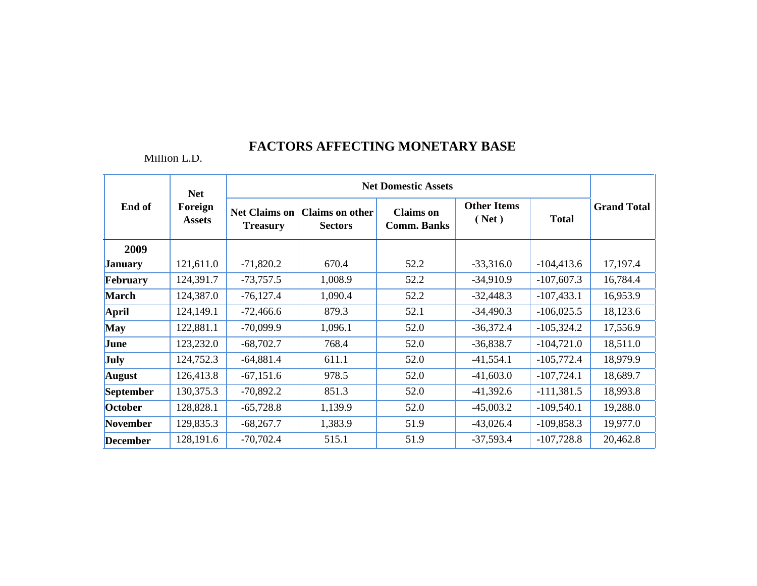# FACTORS AFFECTING MONETARY BASE

Million L.D.

| End of | Net Foreign Assets | Net Domestic Assets | | | | | Grand Total |
|---|---|---|---|---|---|---|---|
| | | Net Claims on Treasury | Claims on other Sectors | Claims on Comm. Banks | Other Items ( Net ) | Total | |
| **2009** | | | | | | | |
| **January** | 121,611.0 | -71,820.2 | 670.4 | 52.2 | -33,316.0 | -104,413.6 | 17,197.4 |
| **February** | 124,391.7 | -73,757.5 | 1,008.9 | 52.2 | -34,910.9 | -107,607.3 | 16,784.4 |
| **March** | 124,387.0 | -76,127.4 | 1,090.4 | 52.2 | -32,448.3 | -107,433.1 | 16,953.9 |
| **April** | 124,149.1 | -72,466.6 | 879.3 | 52.1 | -34,490.3 | -106,025.5 | 18,123.6 |
| **May** | 122,881.1 | -70,099.9 | 1,096.1 | 52.0 | -36,372.4 | -105,324.2 | 17,556.9 |
| **June** | 123,232.0 | -68,702.7 | 768.4 | 52.0 | -36,838.7 | -104,721.0 | 18,511.0 |
| **July** | 124,752.3 | -64,881.4 | 611.1 | 52.0 | -41,554.1 | -105,772.4 | 18,979.9 |
| **August** | 126,413.8 | -67,151.6 | 978.5 | 52.0 | -41,603.0 | -107,724.1 | 18,689.7 |
| **September** | 130,375.3 | -70,892.2 | 851.3 | 52.0 | -41,392.6 | -111,381.5 | 18,993.8 |
| **October** | 128,828.1 | -65,728.8 | 1,139.9 | 52.0 | -45,003.2 | -109,540.1 | 19,288.0 |
| **November** | 129,835.3 | -68,267.7 | 1,383.9 | 51.9 | -43,026.4 | -109,858.3 | 19,977.0 |
| **December** | 128,191.6 | -70,702.4 | 515.1 | 51.9 | -37,593.4 | -107,728.8 | 20,462.8 |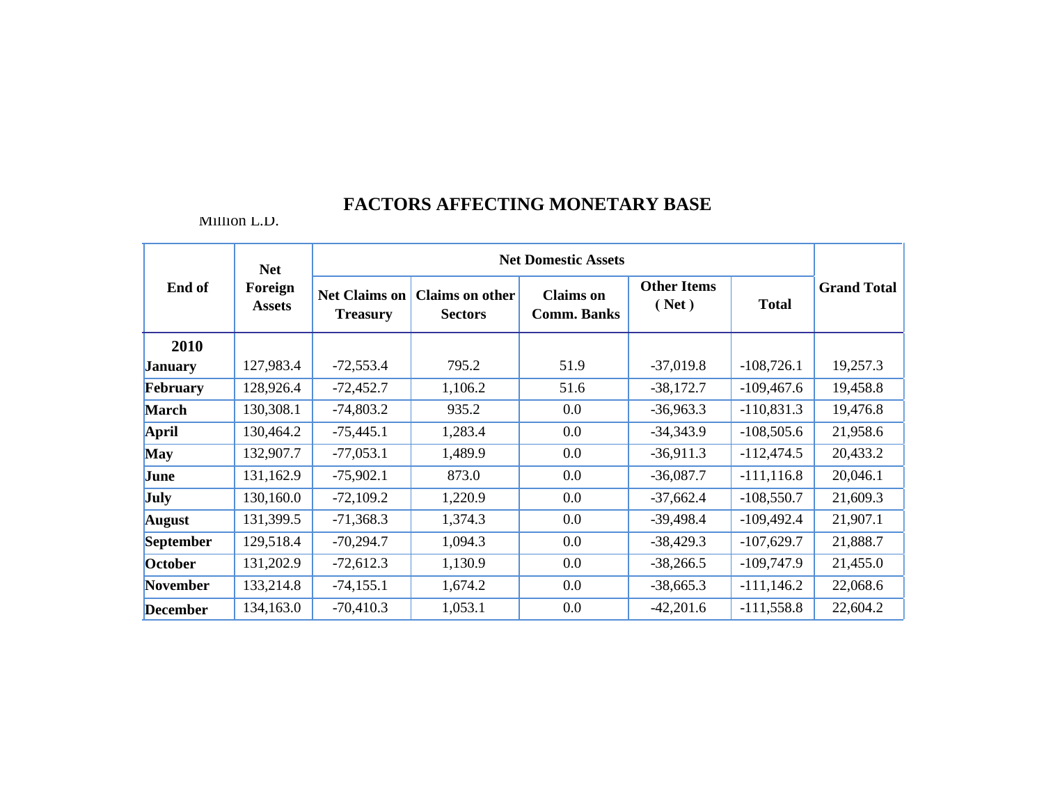## FACTORS AFFECTING MONETARY BASE

Million L.D.

| End of | Net Foreign Assets | Net Domestic Assets | | | | | Grand Total |
|---|---|---|---|---|---|---|---|
| | | Net Claims on Treasury | Claims on other Sectors | Claims on Comm. Banks | Other Items ( Net ) | Total | |
| **2010** | | | | | | | |
| **January** | 127,983.4 | -72,553.4 | 795.2 | 51.9 | -37,019.8 | -108,726.1 | 19,257.3 |
| **February** | 128,926.4 | -72,452.7 | 1,106.2 | 51.6 | -38,172.7 | -109,467.6 | 19,458.8 |
| **March** | 130,308.1 | -74,803.2 | 935.2 | 0.0 | -36,963.3 | -110,831.3 | 19,476.8 |
| **April** | 130,464.2 | -75,445.1 | 1,283.4 | 0.0 | -34,343.9 | -108,505.6 | 21,958.6 |
| **May** | 132,907.7 | -77,053.1 | 1,489.9 | 0.0 | -36,911.3 | -112,474.5 | 20,433.2 |
| **June** | 131,162.9 | -75,902.1 | 873.0 | 0.0 | -36,087.7 | -111,116.8 | 20,046.1 |
| **July** | 130,160.0 | -72,109.2 | 1,220.9 | 0.0 | -37,662.4 | -108,550.7 | 21,609.3 |
| **August** | 131,399.5 | -71,368.3 | 1,374.3 | 0.0 | -39,498.4 | -109,492.4 | 21,907.1 |
| **September** | 129,518.4 | -70,294.7 | 1,094.3 | 0.0 | -38,429.3 | -107,629.7 | 21,888.7 |
| **October** | 131,202.9 | -72,612.3 | 1,130.9 | 0.0 | -38,266.5 | -109,747.9 | 21,455.0 |
| **November** | 133,214.8 | -74,155.1 | 1,674.2 | 0.0 | -38,665.3 | -111,146.2 | 22,068.6 |
| **December** | 134,163.0 | -70,410.3 | 1,053.1 | 0.0 | -42,201.6 | -111,558.8 | 22,604.2 |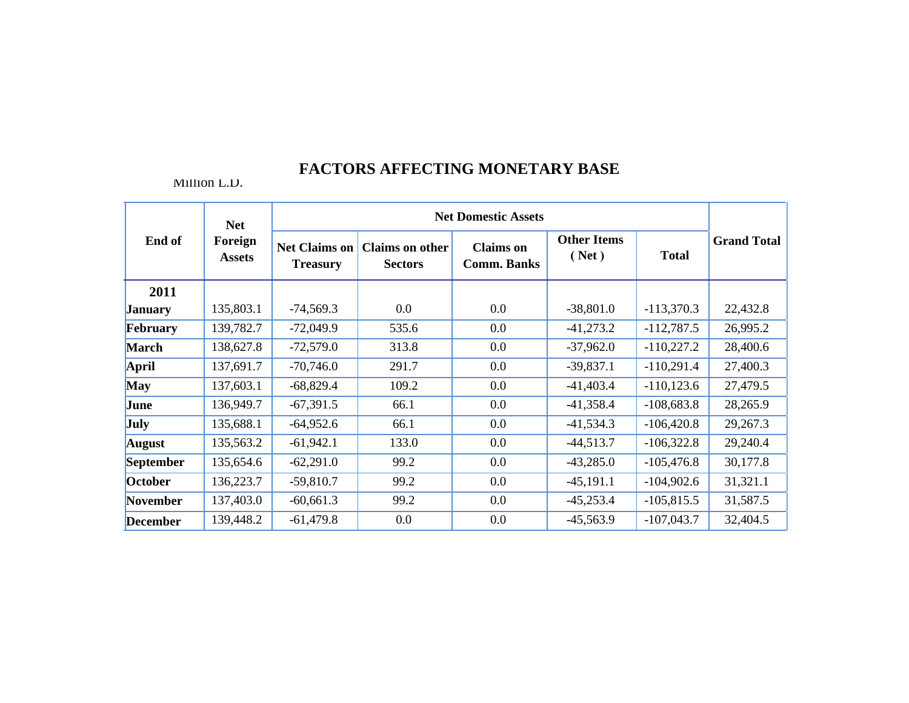# FACTORS AFFECTING MONETARY BASE

Million L.D.

| End of | Net Foreign Assets | Net Domestic Assets | | | | | Grand Total |
|---|---|---|---|---|---|---|---|
| | | Net Claims on Treasury | Claims on other Sectors | Claims on Comm. Banks | Other Items ( Net ) | Total | |
| **2011** | | | | | | | |
| **January** | 135,803.1 | -74,569.3 | 0.0 | 0.0 | -38,801.0 | -113,370.3 | 22,432.8 |
| **February** | 139,782.7 | -72,049.9 | 535.6 | 0.0 | -41,273.2 | -112,787.5 | 26,995.2 |
| **March** | 138,627.8 | -72,579.0 | 313.8 | 0.0 | -37,962.0 | -110,227.2 | 28,400.6 |
| **April** | 137,691.7 | -70,746.0 | 291.7 | 0.0 | -39,837.1 | -110,291.4 | 27,400.3 |
| **May** | 137,603.1 | -68,829.4 | 109.2 | 0.0 | -41,403.4 | -110,123.6 | 27,479.5 |
| **June** | 136,949.7 | -67,391.5 | 66.1 | 0.0 | -41,358.4 | -108,683.8 | 28,265.9 |
| **July** | 135,688.1 | -64,952.6 | 66.1 | 0.0 | -41,534.3 | -106,420.8 | 29,267.3 |
| **August** | 135,563.2 | -61,942.1 | 133.0 | 0.0 | -44,513.7 | -106,322.8 | 29,240.4 |
| **September** | 135,654.6 | -62,291.0 | 99.2 | 0.0 | -43,285.0 | -105,476.8 | 30,177.8 |
| **October** | 136,223.7 | -59,810.7 | 99.2 | 0.0 | -45,191.1 | -104,902.6 | 31,321.1 |
| **November** | 137,403.0 | -60,661.3 | 99.2 | 0.0 | -45,253.4 | -105,815.5 | 31,587.5 |
| **December** | 139,448.2 | -61,479.8 | 0.0 | 0.0 | -45,563.9 | -107,043.7 | 32,404.5 |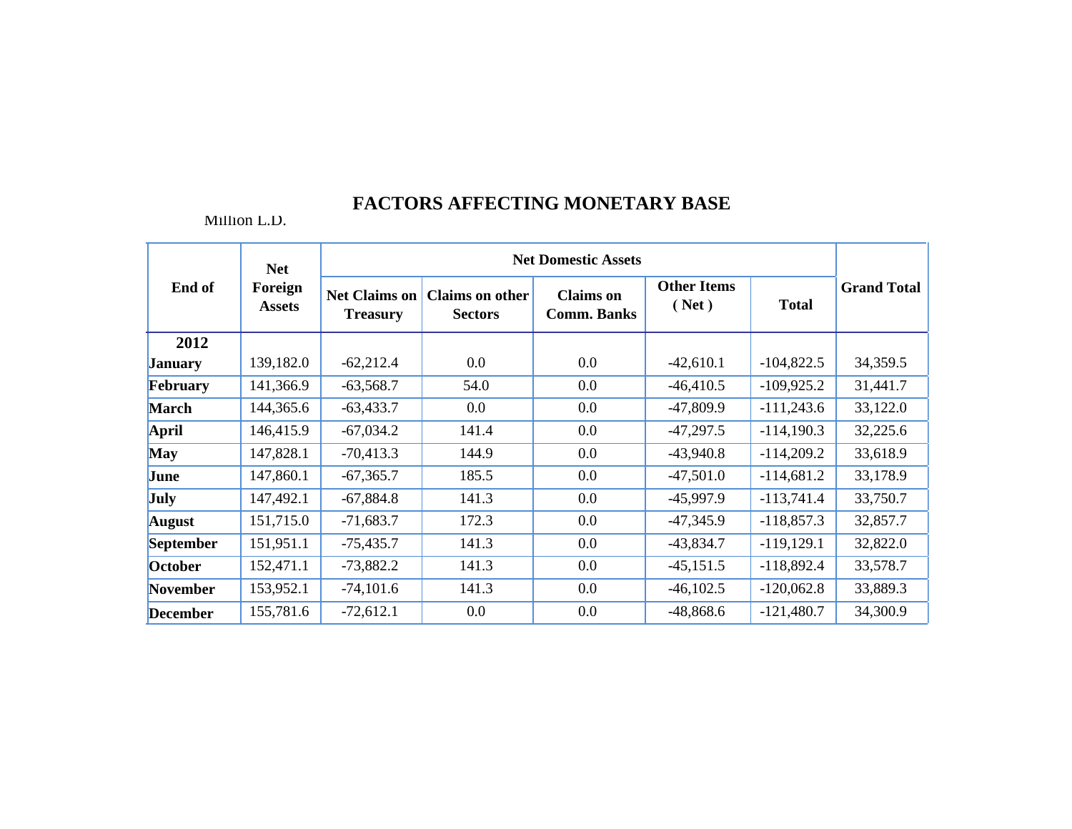# FACTORS AFFECTING MONETARY BASE

Million L.D.

| End of | Net Foreign Assets | Net Domestic Assets | | | | | Grand Total |
|---|---|---|---|---|---|---|---|
| | | Net Claims on Treasury | Claims on other Sectors | Claims on Comm. Banks | Other Items ( Net ) | Total | |
| **2012** | | | | | | | |
| **January** | 139,182.0 | -62,212.4 | 0.0 | 0.0 | -42,610.1 | -104,822.5 | 34,359.5 |
| **February** | 141,366.9 | -63,568.7 | 54.0 | 0.0 | -46,410.5 | -109,925.2 | 31,441.7 |
| **March** | 144,365.6 | -63,433.7 | 0.0 | 0.0 | -47,809.9 | -111,243.6 | 33,122.0 |
| **April** | 146,415.9 | -67,034.2 | 141.4 | 0.0 | -47,297.5 | -114,190.3 | 32,225.6 |
| **May** | 147,828.1 | -70,413.3 | 144.9 | 0.0 | -43,940.8 | -114,209.2 | 33,618.9 |
| **June** | 147,860.1 | -67,365.7 | 185.5 | 0.0 | -47,501.0 | -114,681.2 | 33,178.9 |
| **July** | 147,492.1 | -67,884.8 | 141.3 | 0.0 | -45,997.9 | -113,741.4 | 33,750.7 |
| **August** | 151,715.0 | -71,683.7 | 172.3 | 0.0 | -47,345.9 | -118,857.3 | 32,857.7 |
| **September** | 151,951.1 | -75,435.7 | 141.3 | 0.0 | -43,834.7 | -119,129.1 | 32,822.0 |
| **October** | 152,471.1 | -73,882.2 | 141.3 | 0.0 | -45,151.5 | -118,892.4 | 33,578.7 |
| **November** | 153,952.1 | -74,101.6 | 141.3 | 0.0 | -46,102.5 | -120,062.8 | 33,889.3 |
| **December** | 155,781.6 | -72,612.1 | 0.0 | 0.0 | -48,868.6 | -121,480.7 | 34,300.9 |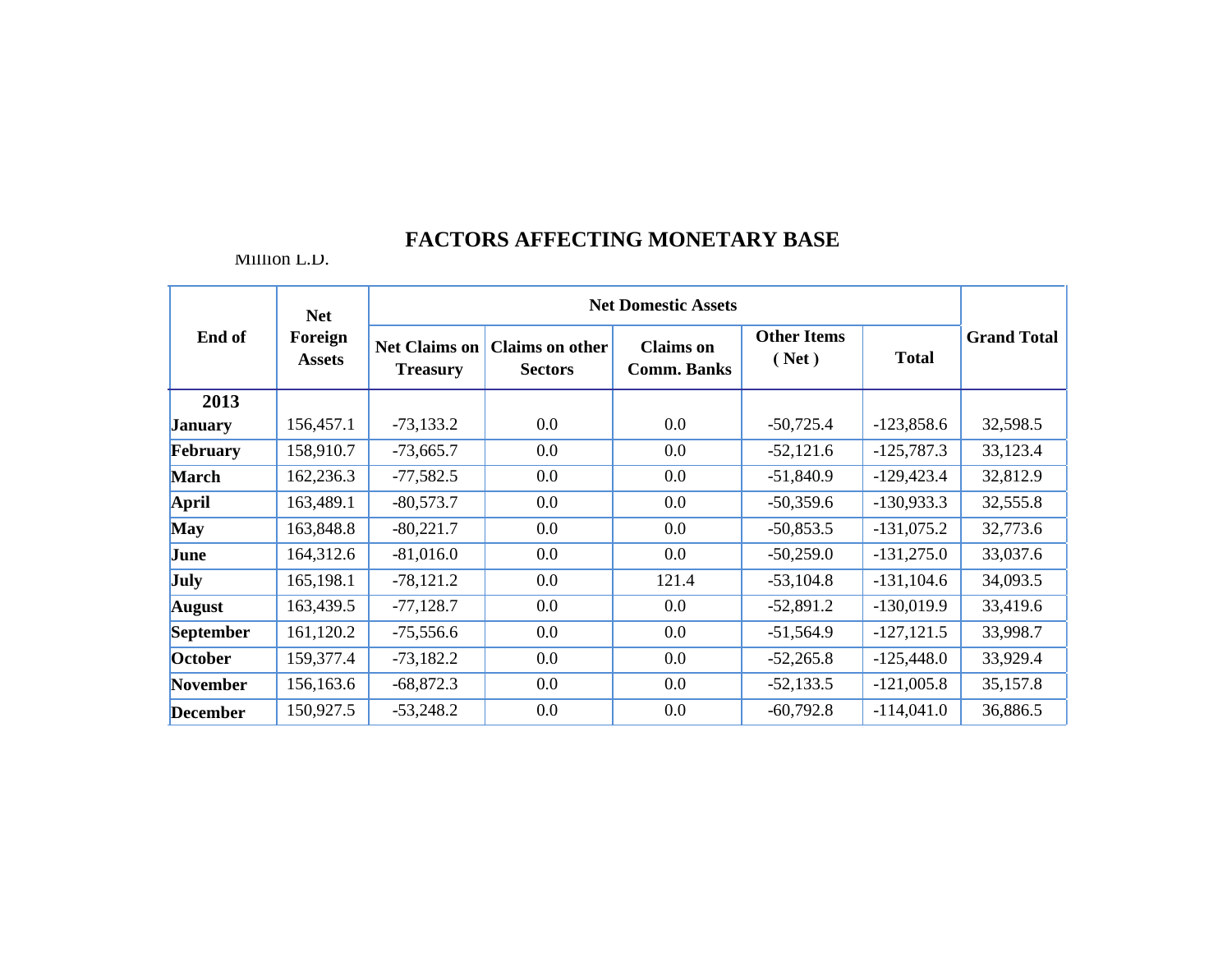# FACTORS AFFECTING MONETARY BASE

Million L.D.

| End of | Net Foreign Assets | Net Domestic Assets | | | | | Grand Total |
|---|---|---|---|---|---|---|---|
| | | Net Claims on Treasury | Claims on other Sectors | Claims on Comm. Banks | Other Items ( Net ) | Total | |
| **2013** | | | | | | | |
| **January** | 156,457.1 | -73,133.2 | 0.0 | 0.0 | -50,725.4 | -123,858.6 | 32,598.5 |
| **February** | 158,910.7 | -73,665.7 | 0.0 | 0.0 | -52,121.6 | -125,787.3 | 33,123.4 |
| **March** | 162,236.3 | -77,582.5 | 0.0 | 0.0 | -51,840.9 | -129,423.4 | 32,812.9 |
| **April** | 163,489.1 | -80,573.7 | 0.0 | 0.0 | -50,359.6 | -130,933.3 | 32,555.8 |
| **May** | 163,848.8 | -80,221.7 | 0.0 | 0.0 | -50,853.5 | -131,075.2 | 32,773.6 |
| **June** | 164,312.6 | -81,016.0 | 0.0 | 0.0 | -50,259.0 | -131,275.0 | 33,037.6 |
| **July** | 165,198.1 | -78,121.2 | 0.0 | 121.4 | -53,104.8 | -131,104.6 | 34,093.5 |
| **August** | 163,439.5 | -77,128.7 | 0.0 | 0.0 | -52,891.2 | -130,019.9 | 33,419.6 |
| **September** | 161,120.2 | -75,556.6 | 0.0 | 0.0 | -51,564.9 | -127,121.5 | 33,998.7 |
| **October** | 159,377.4 | -73,182.2 | 0.0 | 0.0 | -52,265.8 | -125,448.0 | 33,929.4 |
| **November** | 156,163.6 | -68,872.3 | 0.0 | 0.0 | -52,133.5 | -121,005.8 | 35,157.8 |
| **December** | 150,927.5 | -53,248.2 | 0.0 | 0.0 | -60,792.8 | -114,041.0 | 36,886.5 |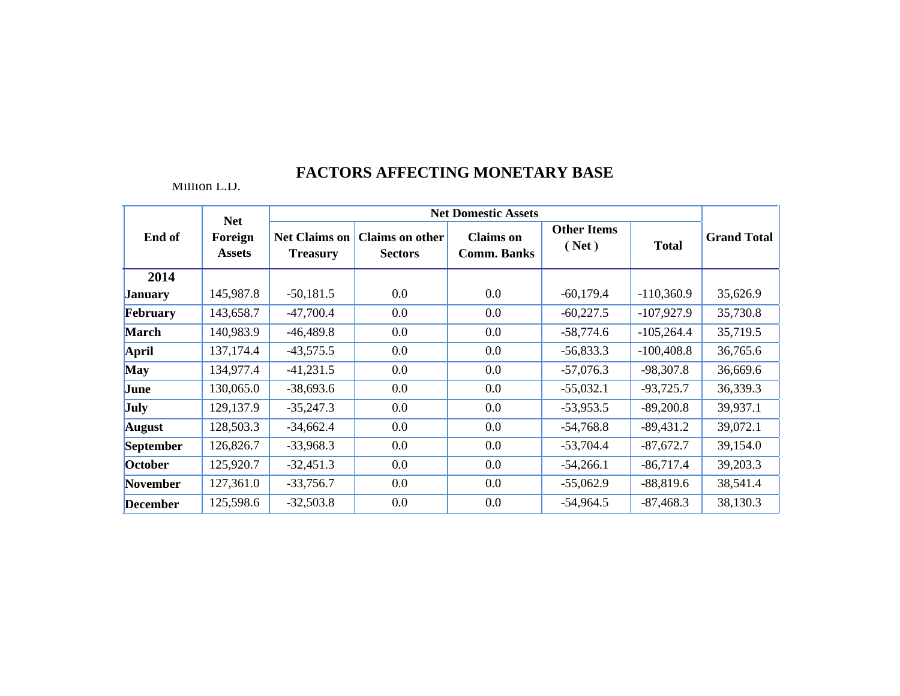# FACTORS AFFECTING MONETARY BASE

Million L.D.

| End of | Net Foreign Assets | Net Domestic Assets | | | | | Grand Total |
|---|---|---|---|---|---|---|---|
| | | Net Claims on Treasury | Claims on other Sectors | Claims on Comm. Banks | Other Items ( Net ) | Total | |
| **2014** | | | | | | | |
| **January** | 145,987.8 | -50,181.5 | 0.0 | 0.0 | -60,179.4 | -110,360.9 | 35,626.9 |
| **February** | 143,658.7 | -47,700.4 | 0.0 | 0.0 | -60,227.5 | -107,927.9 | 35,730.8 |
| **March** | 140,983.9 | -46,489.8 | 0.0 | 0.0 | -58,774.6 | -105,264.4 | 35,719.5 |
| **April** | 137,174.4 | -43,575.5 | 0.0 | 0.0 | -56,833.3 | -100,408.8 | 36,765.6 |
| **May** | 134,977.4 | -41,231.5 | 0.0 | 0.0 | -57,076.3 | -98,307.8 | 36,669.6 |
| **June** | 130,065.0 | -38,693.6 | 0.0 | 0.0 | -55,032.1 | -93,725.7 | 36,339.3 |
| **July** | 129,137.9 | -35,247.3 | 0.0 | 0.0 | -53,953.5 | -89,200.8 | 39,937.1 |
| **August** | 128,503.3 | -34,662.4 | 0.0 | 0.0 | -54,768.8 | -89,431.2 | 39,072.1 |
| **September** | 126,826.7 | -33,968.3 | 0.0 | 0.0 | -53,704.4 | -87,672.7 | 39,154.0 |
| **October** | 125,920.7 | -32,451.3 | 0.0 | 0.0 | -54,266.1 | -86,717.4 | 39,203.3 |
| **November** | 127,361.0 | -33,756.7 | 0.0 | 0.0 | -55,062.9 | -88,819.6 | 38,541.4 |
| **December** | 125,598.6 | -32,503.8 | 0.0 | 0.0 | -54,964.5 | -87,468.3 | 38,130.3 |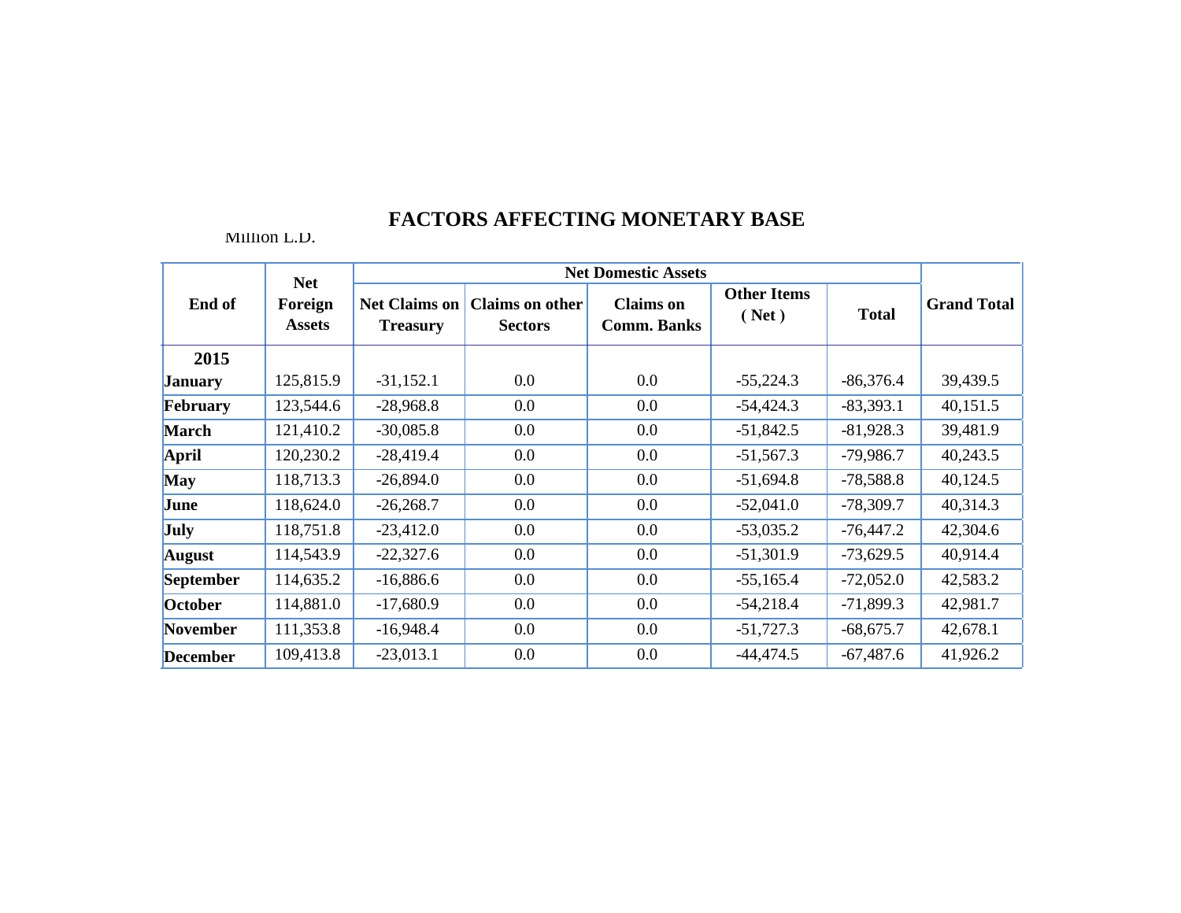# FACTORS AFFECTING MONETARY BASE

Million L.D.

| End of | Net Foreign Assets | Net Domestic Assets | | | | | Grand Total |
|---|---|---|---|---|---|---|---|
| | | Net Claims on Treasury | Claims on other Sectors | Claims on Comm. Banks | Other Items ( Net ) | Total | |
| **2015** | | | | | | | |
| **January** | 125,815.9 | -31,152.1 | 0.0 | 0.0 | -55,224.3 | -86,376.4 | 39,439.5 |
| **February** | 123,544.6 | -28,968.8 | 0.0 | 0.0 | -54,424.3 | -83,393.1 | 40,151.5 |
| **March** | 121,410.2 | -30,085.8 | 0.0 | 0.0 | -51,842.5 | -81,928.3 | 39,481.9 |
| **April** | 120,230.2 | -28,419.4 | 0.0 | 0.0 | -51,567.3 | -79,986.7 | 40,243.5 |
| **May** | 118,713.3 | -26,894.0 | 0.0 | 0.0 | -51,694.8 | -78,588.8 | 40,124.5 |
| **June** | 118,624.0 | -26,268.7 | 0.0 | 0.0 | -52,041.0 | -78,309.7 | 40,314.3 |
| **July** | 118,751.8 | -23,412.0 | 0.0 | 0.0 | -53,035.2 | -76,447.2 | 42,304.6 |
| **August** | 114,543.9 | -22,327.6 | 0.0 | 0.0 | -51,301.9 | -73,629.5 | 40,914.4 |
| **September** | 114,635.2 | -16,886.6 | 0.0 | 0.0 | -55,165.4 | -72,052.0 | 42,583.2 |
| **October** | 114,881.0 | -17,680.9 | 0.0 | 0.0 | -54,218.4 | -71,899.3 | 42,981.7 |
| **November** | 111,353.8 | -16,948.4 | 0.0 | 0.0 | -51,727.3 | -68,675.7 | 42,678.1 |
| **December** | 109,413.8 | -23,013.1 | 0.0 | 0.0 | -44,474.5 | -67,487.6 | 41,926.2 |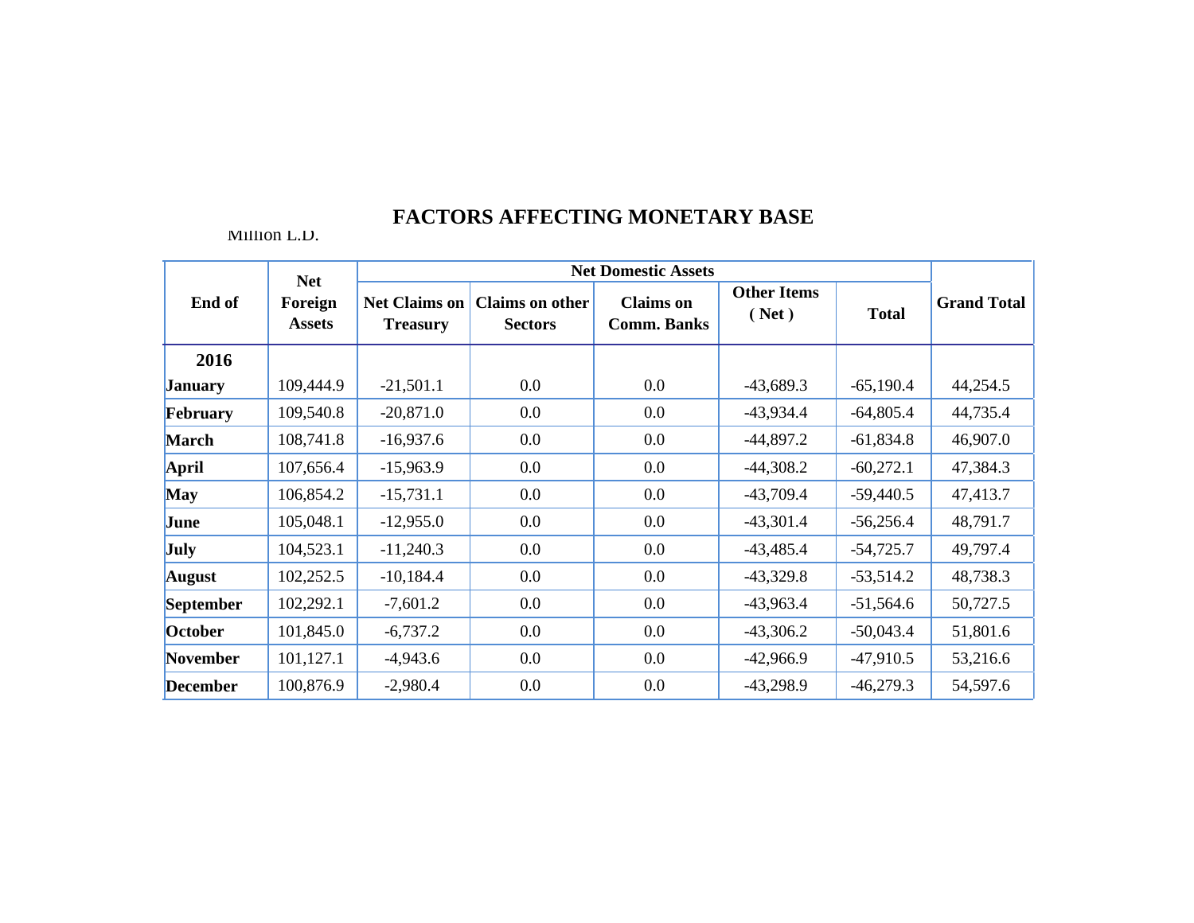# FACTORS AFFECTING MONETARY BASE

Million L.D.

| End of | Net Foreign Assets | Net Domestic Assets | | | | | Grand Total |
|---|---|---|---|---|---|---|---|
| | | Net Claims on Treasury | Claims on other Sectors | Claims on Comm. Banks | Other Items ( Net ) | Total | |
| **2016** | | | | | | | |
| **January** | 109,444.9 | -21,501.1 | 0.0 | 0.0 | -43,689.3 | -65,190.4 | 44,254.5 |
| **February** | 109,540.8 | -20,871.0 | 0.0 | 0.0 | -43,934.4 | -64,805.4 | 44,735.4 |
| **March** | 108,741.8 | -16,937.6 | 0.0 | 0.0 | -44,897.2 | -61,834.8 | 46,907.0 |
| **April** | 107,656.4 | -15,963.9 | 0.0 | 0.0 | -44,308.2 | -60,272.1 | 47,384.3 |
| **May** | 106,854.2 | -15,731.1 | 0.0 | 0.0 | -43,709.4 | -59,440.5 | 47,413.7 |
| **June** | 105,048.1 | -12,955.0 | 0.0 | 0.0 | -43,301.4 | -56,256.4 | 48,791.7 |
| **July** | 104,523.1 | -11,240.3 | 0.0 | 0.0 | -43,485.4 | -54,725.7 | 49,797.4 |
| **August** | 102,252.5 | -10,184.4 | 0.0 | 0.0 | -43,329.8 | -53,514.2 | 48,738.3 |
| **September** | 102,292.1 | -7,601.2 | 0.0 | 0.0 | -43,963.4 | -51,564.6 | 50,727.5 |
| **October** | 101,845.0 | -6,737.2 | 0.0 | 0.0 | -43,306.2 | -50,043.4 | 51,801.6 |
| **November** | 101,127.1 | -4,943.6 | 0.0 | 0.0 | -42,966.9 | -47,910.5 | 53,216.6 |
| **December** | 100,876.9 | -2,980.4 | 0.0 | 0.0 | -43,298.9 | -46,279.3 | 54,597.6 |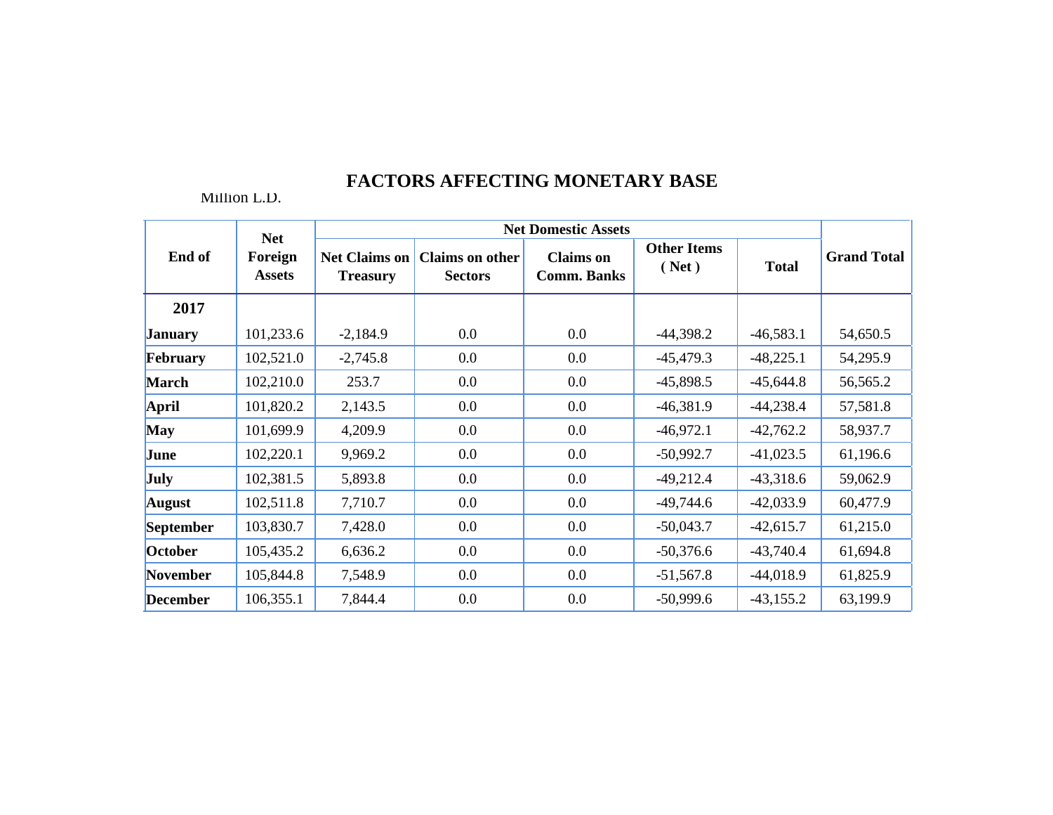# FACTORS AFFECTING MONETARY BASE

Million L.D.

| End of | Net Foreign Assets | Net Domestic Assets | | | | | Grand Total |
|---|---|---|---|---|---|---|---|
| | | Net Claims on Treasury | Claims on other Sectors | Claims on Comm. Banks | Other Items ( Net ) | Total | |
| **2017** | | | | | | | |
| **January** | 101,233.6 | -2,184.9 | 0.0 | 0.0 | -44,398.2 | -46,583.1 | 54,650.5 |
| **February** | 102,521.0 | -2,745.8 | 0.0 | 0.0 | -45,479.3 | -48,225.1 | 54,295.9 |
| **March** | 102,210.0 | 253.7 | 0.0 | 0.0 | -45,898.5 | -45,644.8 | 56,565.2 |
| **April** | 101,820.2 | 2,143.5 | 0.0 | 0.0 | -46,381.9 | -44,238.4 | 57,581.8 |
| **May** | 101,699.9 | 4,209.9 | 0.0 | 0.0 | -46,972.1 | -42,762.2 | 58,937.7 |
| **June** | 102,220.1 | 9,969.2 | 0.0 | 0.0 | -50,992.7 | -41,023.5 | 61,196.6 |
| **July** | 102,381.5 | 5,893.8 | 0.0 | 0.0 | -49,212.4 | -43,318.6 | 59,062.9 |
| **August** | 102,511.8 | 7,710.7 | 0.0 | 0.0 | -49,744.6 | -42,033.9 | 60,477.9 |
| **September** | 103,830.7 | 7,428.0 | 0.0 | 0.0 | -50,043.7 | -42,615.7 | 61,215.0 |
| **October** | 105,435.2 | 6,636.2 | 0.0 | 0.0 | -50,376.6 | -43,740.4 | 61,694.8 |
| **November** | 105,844.8 | 7,548.9 | 0.0 | 0.0 | -51,567.8 | -44,018.9 | 61,825.9 |
| **December** | 106,355.1 | 7,844.4 | 0.0 | 0.0 | -50,999.6 | -43,155.2 | 63,199.9 |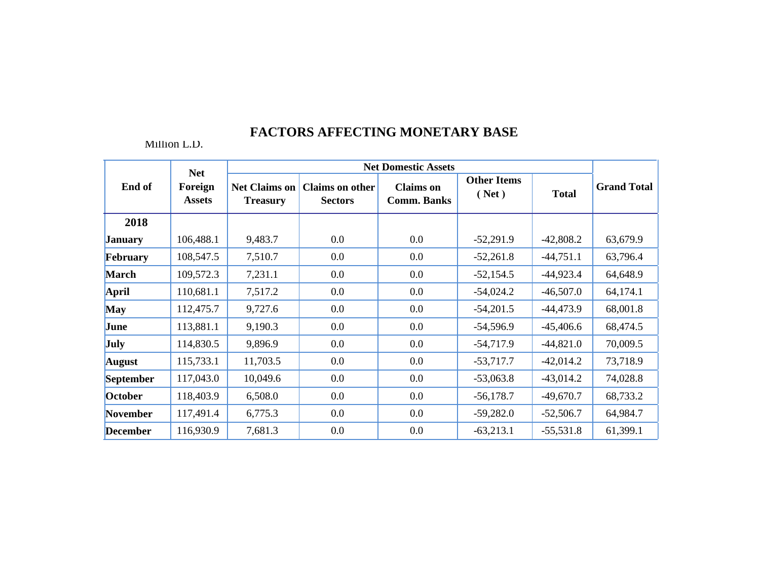# FACTORS AFFECTING MONETARY BASE

Million L.D.

| End of | Net Foreign Assets | Net Domestic Assets | | | | | Grand Total |
|---|---|---|---|---|---|---|---|
| | | Net Claims on Treasury | Claims on other Sectors | Claims on Comm. Banks | Other Items ( Net ) | Total | |
| **2018** | | | | | | | |
| **January** | 106,488.1 | 9,483.7 | 0.0 | 0.0 | -52,291.9 | -42,808.2 | 63,679.9 |
| **February** | 108,547.5 | 7,510.7 | 0.0 | 0.0 | -52,261.8 | -44,751.1 | 63,796.4 |
| **March** | 109,572.3 | 7,231.1 | 0.0 | 0.0 | -52,154.5 | -44,923.4 | 64,648.9 |
| **April** | 110,681.1 | 7,517.2 | 0.0 | 0.0 | -54,024.2 | -46,507.0 | 64,174.1 |
| **May** | 112,475.7 | 9,727.6 | 0.0 | 0.0 | -54,201.5 | -44,473.9 | 68,001.8 |
| **June** | 113,881.1 | 9,190.3 | 0.0 | 0.0 | -54,596.9 | -45,406.6 | 68,474.5 |
| **July** | 114,830.5 | 9,896.9 | 0.0 | 0.0 | -54,717.9 | -44,821.0 | 70,009.5 |
| **August** | 115,733.1 | 11,703.5 | 0.0 | 0.0 | -53,717.7 | -42,014.2 | 73,718.9 |
| **September** | 117,043.0 | 10,049.6 | 0.0 | 0.0 | -53,063.8 | -43,014.2 | 74,028.8 |
| **October** | 118,403.9 | 6,508.0 | 0.0 | 0.0 | -56,178.7 | -49,670.7 | 68,733.2 |
| **November** | 117,491.4 | 6,775.3 | 0.0 | 0.0 | -59,282.0 | -52,506.7 | 64,984.7 |
| **December** | 116,930.9 | 7,681.3 | 0.0 | 0.0 | -63,213.1 | -55,531.8 | 61,399.1 |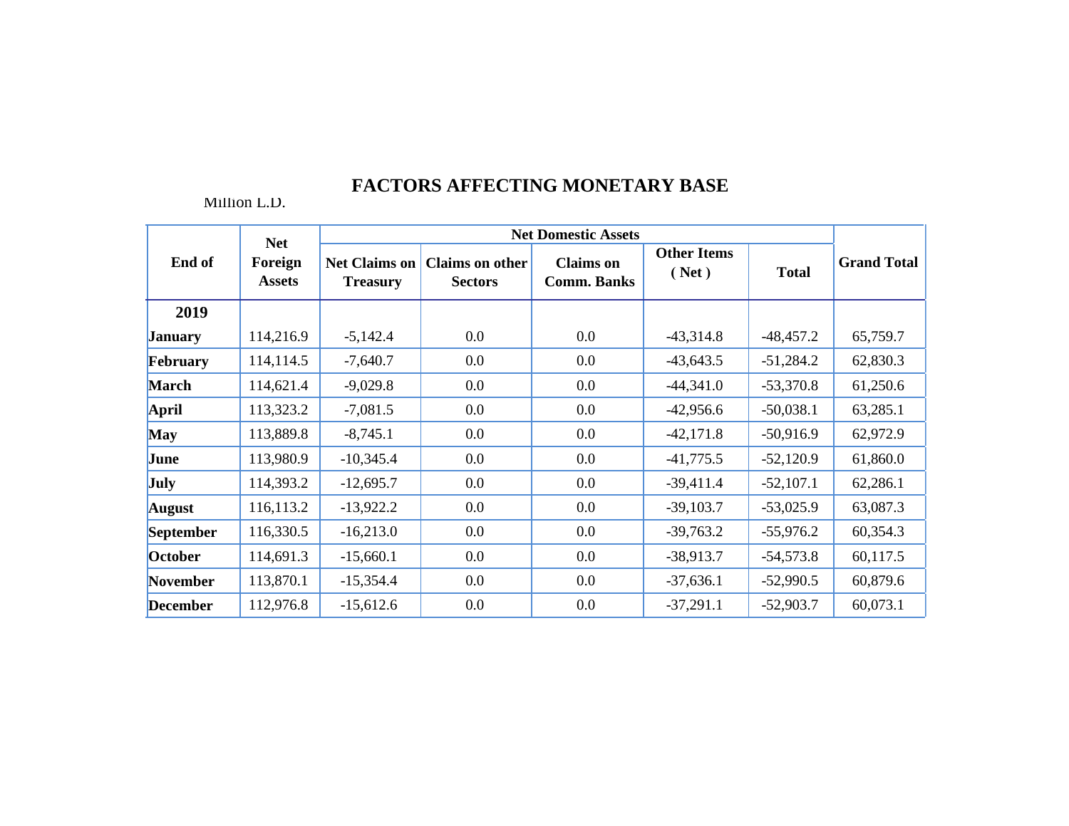# FACTORS AFFECTING MONETARY BASE

Million L.D.

| End of | Net Foreign Assets | Net Domestic Assets | | | | | Grand Total |
|---|---|---|---|---|---|---|---|
| | | Net Claims on Treasury | Claims on other Sectors | Claims on Comm. Banks | Other Items ( Net ) | Total | |
| **2019** | | | | | | | |
| **January** | 114,216.9 | -5,142.4 | 0.0 | 0.0 | -43,314.8 | -48,457.2 | 65,759.7 |
| **February** | 114,114.5 | -7,640.7 | 0.0 | 0.0 | -43,643.5 | -51,284.2 | 62,830.3 |
| **March** | 114,621.4 | -9,029.8 | 0.0 | 0.0 | -44,341.0 | -53,370.8 | 61,250.6 |
| **April** | 113,323.2 | -7,081.5 | 0.0 | 0.0 | -42,956.6 | -50,038.1 | 63,285.1 |
| **May** | 113,889.8 | -8,745.1 | 0.0 | 0.0 | -42,171.8 | -50,916.9 | 62,972.9 |
| **June** | 113,980.9 | -10,345.4 | 0.0 | 0.0 | -41,775.5 | -52,120.9 | 61,860.0 |
| **July** | 114,393.2 | -12,695.7 | 0.0 | 0.0 | -39,411.4 | -52,107.1 | 62,286.1 |
| **August** | 116,113.2 | -13,922.2 | 0.0 | 0.0 | -39,103.7 | -53,025.9 | 63,087.3 |
| **September** | 116,330.5 | -16,213.0 | 0.0 | 0.0 | -39,763.2 | -55,976.2 | 60,354.3 |
| **October** | 114,691.3 | -15,660.1 | 0.0 | 0.0 | -38,913.7 | -54,573.8 | 60,117.5 |
| **November** | 113,870.1 | -15,354.4 | 0.0 | 0.0 | -37,636.1 | -52,990.5 | 60,879.6 |
| **December** | 112,976.8 | -15,612.6 | 0.0 | 0.0 | -37,291.1 | -52,903.7 | 60,073.1 |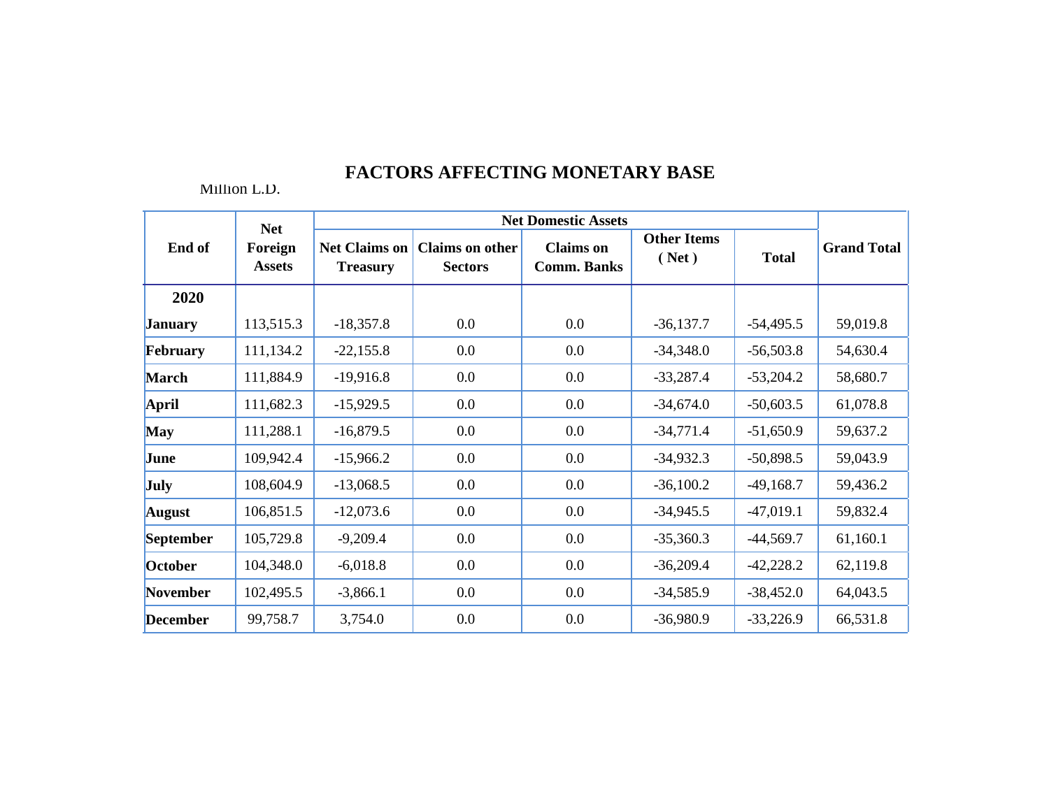# FACTORS AFFECTING MONETARY BASE

Million L.D.

| End of | Net Foreign Assets | Net Domestic Assets | | | | | Grand Total |
|---|---|---|---|---|---|---|---|
| | | Net Claims on Treasury | Claims on other Sectors | Claims on Comm. Banks | Other Items ( Net ) | Total | |
| **2020** | | | | | | | |
| **January** | 113,515.3 | -18,357.8 | 0.0 | 0.0 | -36,137.7 | -54,495.5 | 59,019.8 |
| **February** | 111,134.2 | -22,155.8 | 0.0 | 0.0 | -34,348.0 | -56,503.8 | 54,630.4 |
| **March** | 111,884.9 | -19,916.8 | 0.0 | 0.0 | -33,287.4 | -53,204.2 | 58,680.7 |
| **April** | 111,682.3 | -15,929.5 | 0.0 | 0.0 | -34,674.0 | -50,603.5 | 61,078.8 |
| **May** | 111,288.1 | -16,879.5 | 0.0 | 0.0 | -34,771.4 | -51,650.9 | 59,637.2 |
| **June** | 109,942.4 | -15,966.2 | 0.0 | 0.0 | -34,932.3 | -50,898.5 | 59,043.9 |
| **July** | 108,604.9 | -13,068.5 | 0.0 | 0.0 | -36,100.2 | -49,168.7 | 59,436.2 |
| **August** | 106,851.5 | -12,073.6 | 0.0 | 0.0 | -34,945.5 | -47,019.1 | 59,832.4 |
| **September** | 105,729.8 | -9,209.4 | 0.0 | 0.0 | -35,360.3 | -44,569.7 | 61,160.1 |
| **October** | 104,348.0 | -6,018.8 | 0.0 | 0.0 | -36,209.4 | -42,228.2 | 62,119.8 |
| **November** | 102,495.5 | -3,866.1 | 0.0 | 0.0 | -34,585.9 | -38,452.0 | 64,043.5 |
| **December** | 99,758.7 | 3,754.0 | 0.0 | 0.0 | -36,980.9 | -33,226.9 | 66,531.8 |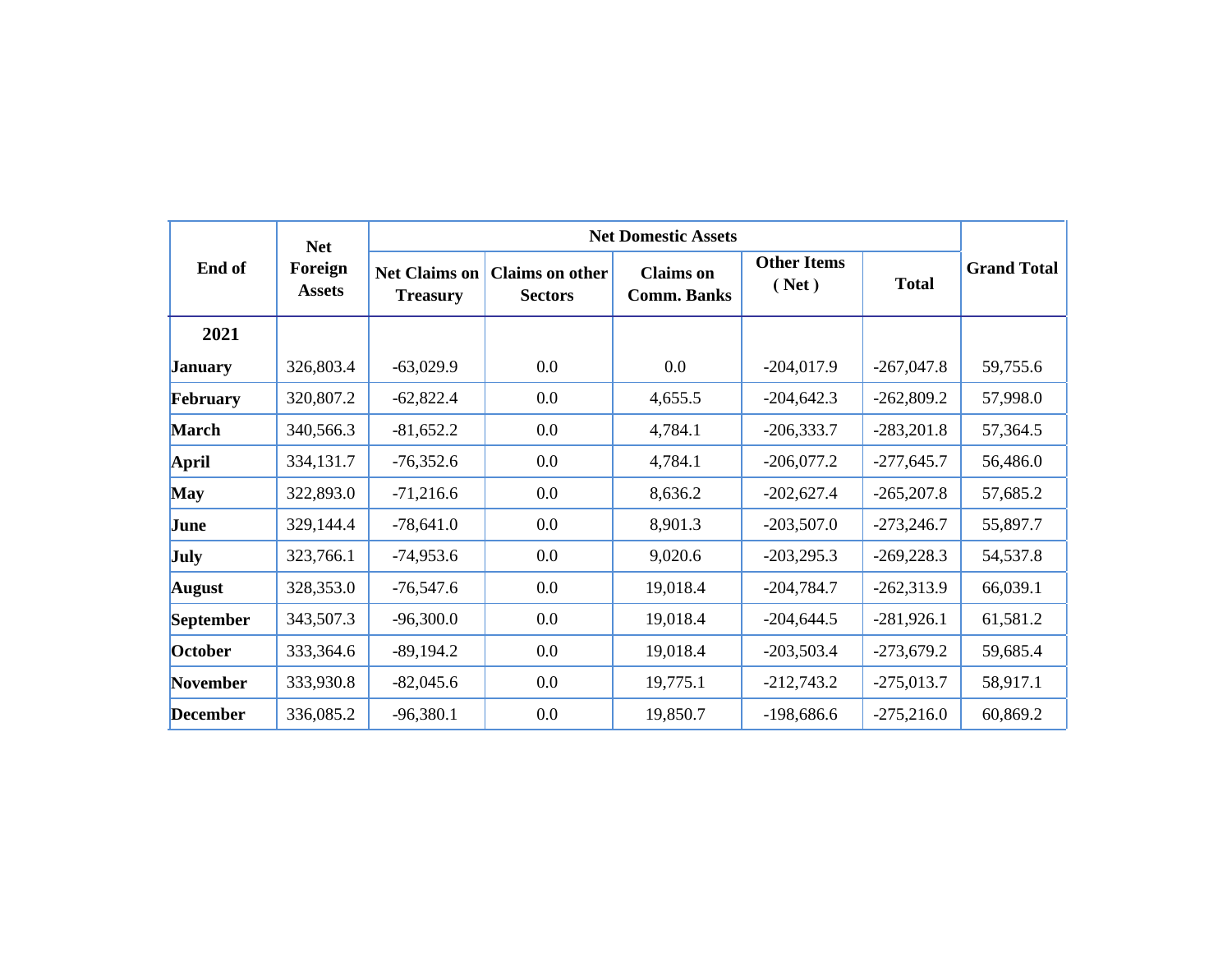| End of | Net Foreign Assets | Net Domestic Assets | | | | | Grand Total |
|---|---|---|---|---|---|---|---|
| | | Net Claims on Treasury | Claims on other Sectors | Claims on Comm. Banks | Other Items ( Net ) | Total | |
| **2021** | | | | | | | |
| **January** | 326,803.4 | -63,029.9 | 0.0 | 0.0 | -204,017.9 | -267,047.8 | 59,755.6 |
| **February** | 320,807.2 | -62,822.4 | 0.0 | 4,655.5 | -204,642.3 | -262,809.2 | 57,998.0 |
| **March** | 340,566.3 | -81,652.2 | 0.0 | 4,784.1 | -206,333.7 | -283,201.8 | 57,364.5 |
| **April** | 334,131.7 | -76,352.6 | 0.0 | 4,784.1 | -206,077.2 | -277,645.7 | 56,486.0 |
| **May** | 322,893.0 | -71,216.6 | 0.0 | 8,636.2 | -202,627.4 | -265,207.8 | 57,685.2 |
| **June** | 329,144.4 | -78,641.0 | 0.0 | 8,901.3 | -203,507.0 | -273,246.7 | 55,897.7 |
| **July** | 323,766.1 | -74,953.6 | 0.0 | 9,020.6 | -203,295.3 | -269,228.3 | 54,537.8 |
| **August** | 328,353.0 | -76,547.6 | 0.0 | 19,018.4 | -204,784.7 | -262,313.9 | 66,039.1 |
| **September** | 343,507.3 | -96,300.0 | 0.0 | 19,018.4 | -204,644.5 | -281,926.1 | 61,581.2 |
| **October** | 333,364.6 | -89,194.2 | 0.0 | 19,018.4 | -203,503.4 | -273,679.2 | 59,685.4 |
| **November** | 333,930.8 | -82,045.6 | 0.0 | 19,775.1 | -212,743.2 | -275,013.7 | 58,917.1 |
| **December** | 336,085.2 | -96,380.1 | 0.0 | 19,850.7 | -198,686.6 | -275,216.0 | 60,869.2 |